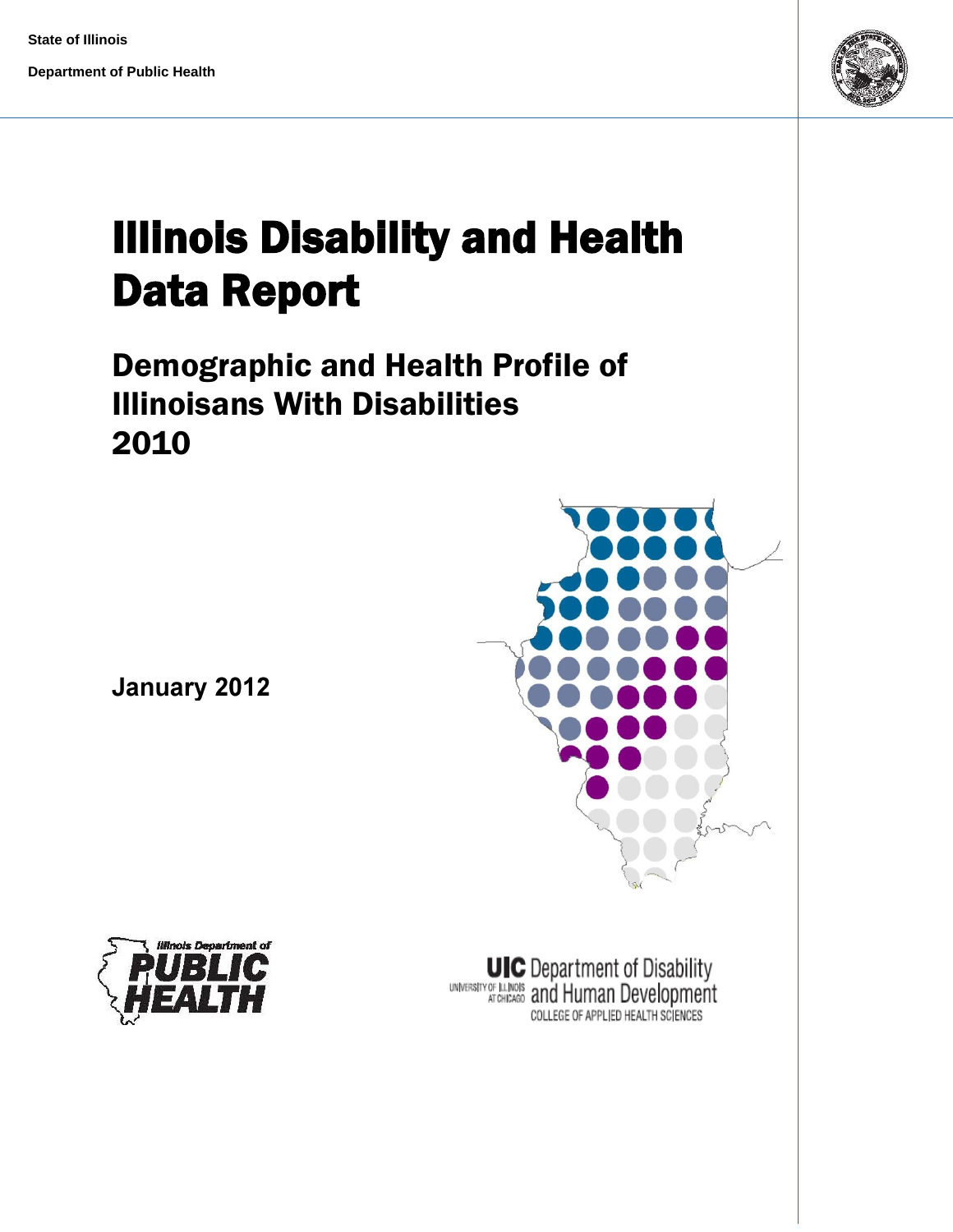State of Illinois

Department of Public Health

# Illinois Disability and Health Data Report

## Demographic and Health Profile of Illinoisans With Disabilities 2010

**January 2012**

Illinois Department of Public Health

UIC Department of Disability and Human Development

University of Illinois at Chicago

College of Applied Health Sciences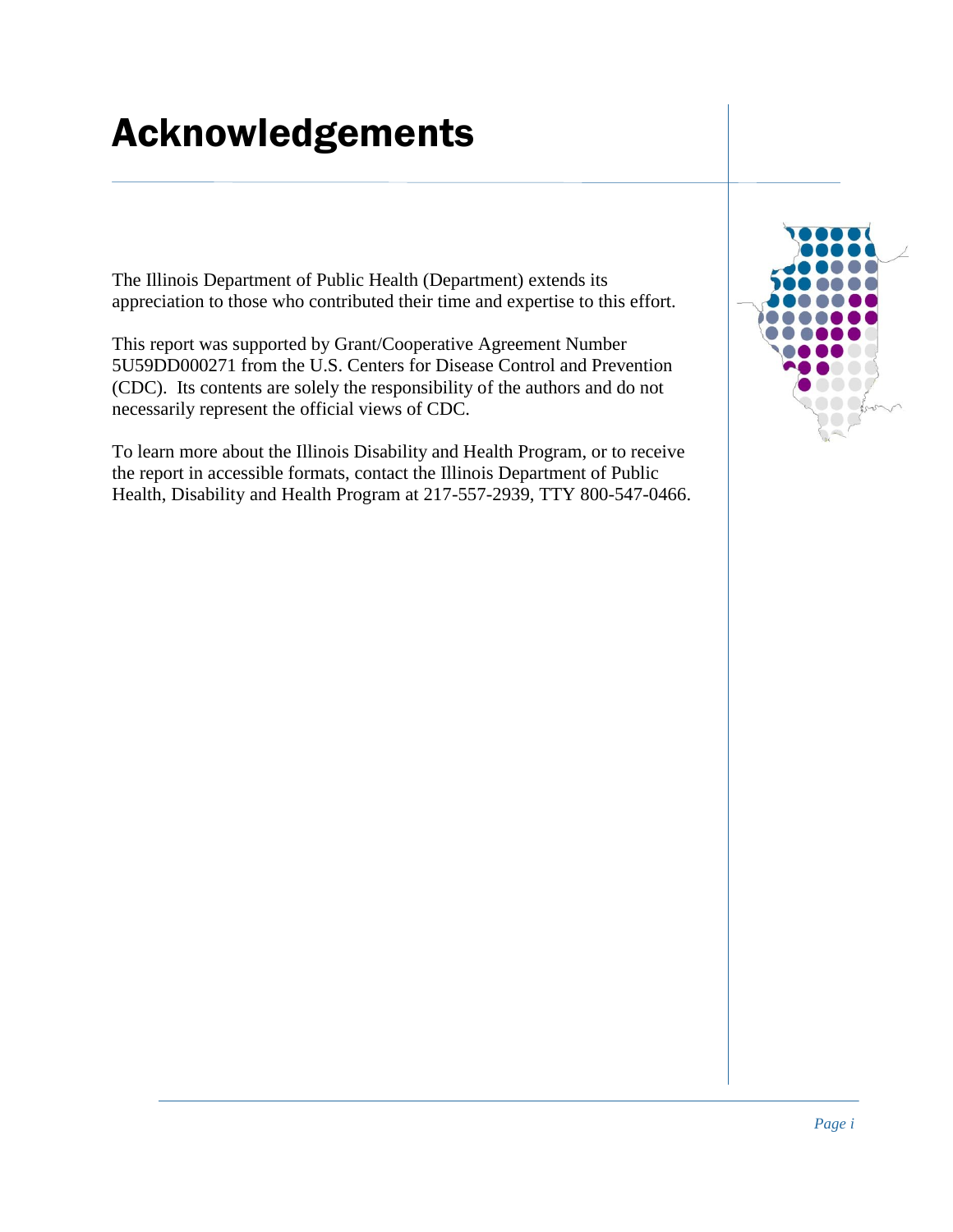# Acknowledgements

The Illinois Department of Public Health (Department) extends its appreciation to those who contributed their time and expertise to this effort.

This report was supported by Grant/Cooperative Agreement Number 5U59DD000271 from the U.S. Centers for Disease Control and Prevention (CDC). Its contents are solely the responsibility of the authors and do not necessarily represent the official views of CDC.

To learn more about the Illinois Disability and Health Program, or to receive the report in accessible formats, contact the Illinois Department of Public Health, Disability and Health Program at 217-557-2939, TTY 800-547-0466.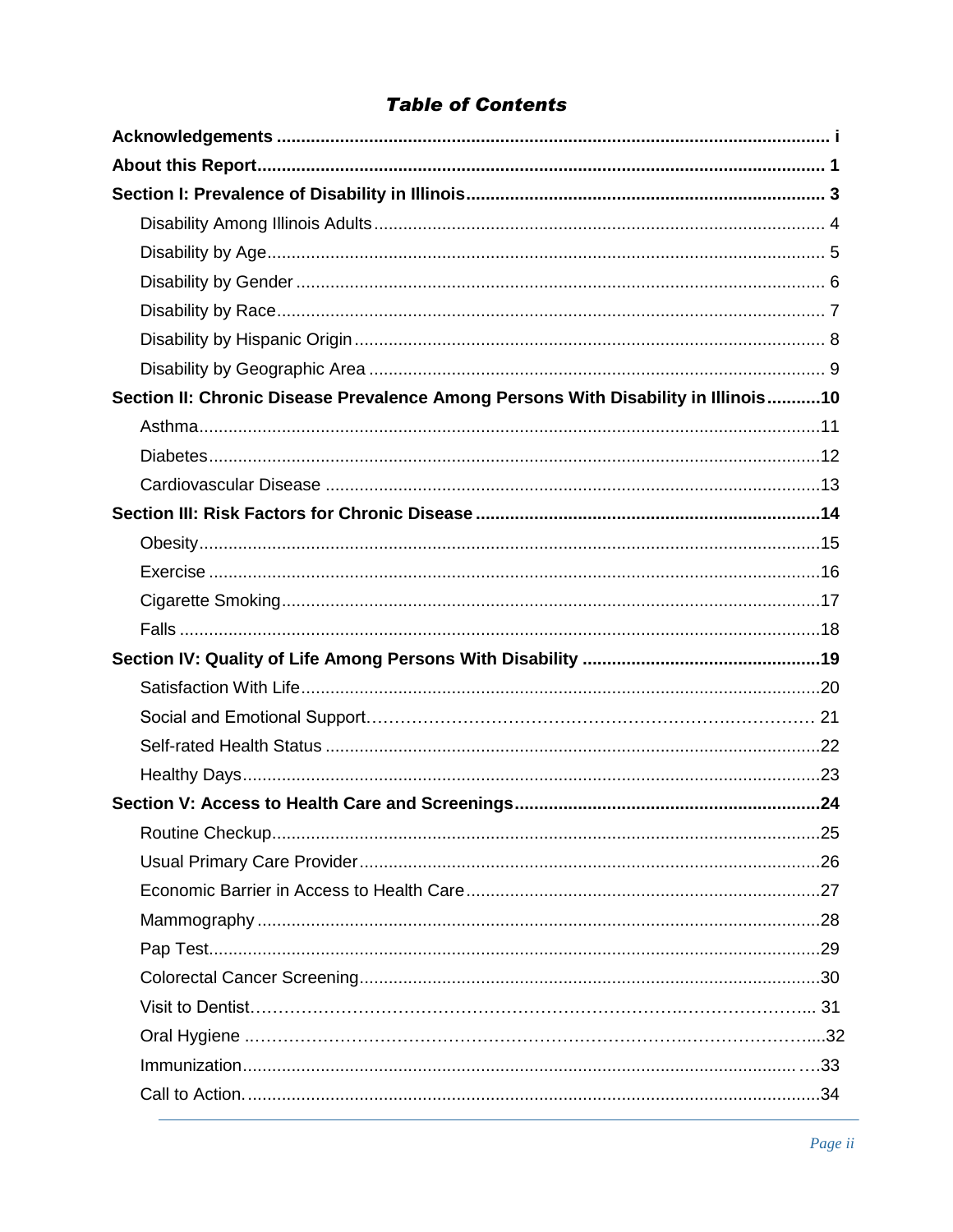# *Table of Contents*

**Acknowledgements** ..... i

**About this Report** ..... 1

**Section I: Prevalence of Disability in Illinois** ..... 3

- Disability Among Illinois Adults ..... 4
- Disability by Age ..... 5
- Disability by Gender ..... 6
- Disability by Race ..... 7
- Disability by Hispanic Origin ..... 8
- Disability by Geographic Area ..... 9

**Section II: Chronic Disease Prevalence Among Persons With Disability in Illinois** ..... 10

- Asthma ..... 11
- Diabetes ..... 12
- Cardiovascular Disease ..... 13

**Section III: Risk Factors for Chronic Disease** ..... 14

- Obesity ..... 15
- Exercise ..... 16
- Cigarette Smoking ..... 17
- Falls ..... 18

**Section IV: Quality of Life Among Persons With Disability** ..... 19

- Satisfaction With Life ..... 20
- Social and Emotional Support ..... 21
- Self-rated Health Status ..... 22
- Healthy Days ..... 23

**Section V: Access to Health Care and Screenings** ..... 24

- Routine Checkup ..... 25
- Usual Primary Care Provider ..... 26
- Economic Barrier in Access to Health Care ..... 27
- Mammography ..... 28
- Pap Test ..... 29
- Colorectal Cancer Screening ..... 30
- Visit to Dentist ..... 31
- Oral Hygiene ..... 32
- Immunization ..... 33
- Call to Action ..... 34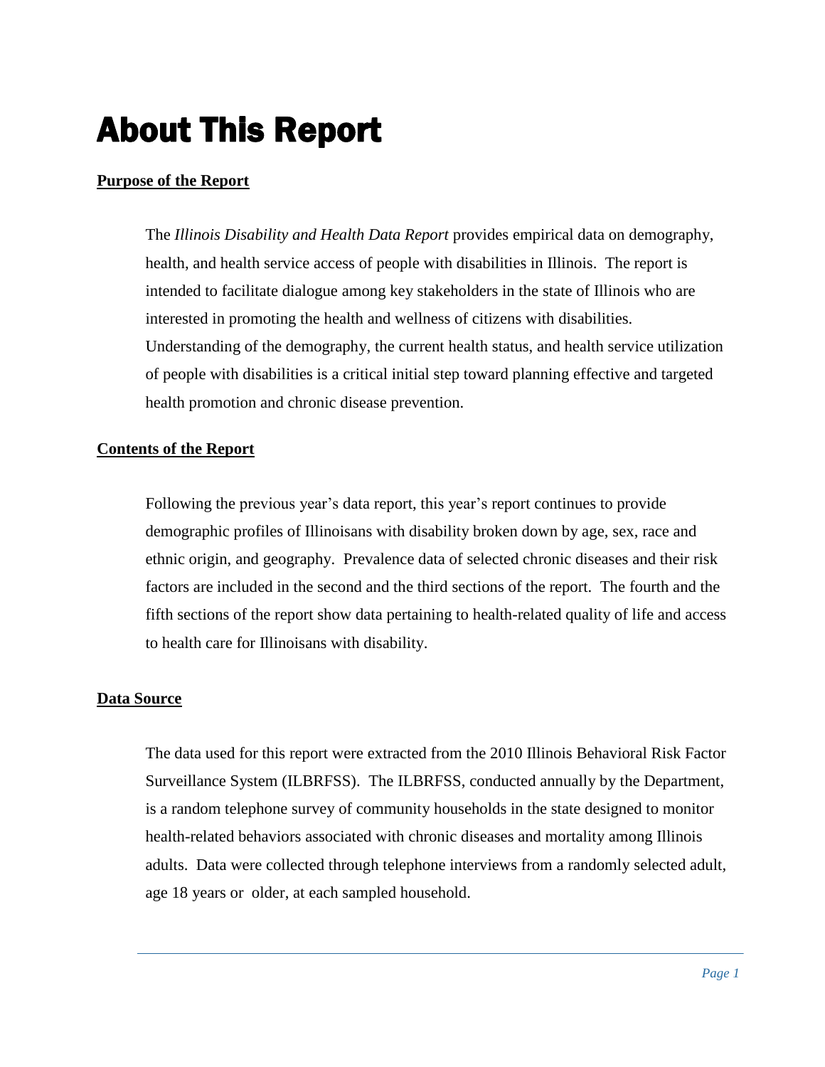# About This Report

**Purpose of the Report**

The *Illinois Disability and Health Data Report* provides empirical data on demography, health, and health service access of people with disabilities in Illinois. The report is intended to facilitate dialogue among key stakeholders in the state of Illinois who are interested in promoting the health and wellness of citizens with disabilities. Understanding of the demography, the current health status, and health service utilization of people with disabilities is a critical initial step toward planning effective and targeted health promotion and chronic disease prevention.

**Contents of the Report**

Following the previous year's data report, this year's report continues to provide demographic profiles of Illinoisans with disability broken down by age, sex, race and ethnic origin, and geography. Prevalence data of selected chronic diseases and their risk factors are included in the second and the third sections of the report. The fourth and the fifth sections of the report show data pertaining to health-related quality of life and access to health care for Illinoisans with disability.

**Data Source**

The data used for this report were extracted from the 2010 Illinois Behavioral Risk Factor Surveillance System (ILBRFSS). The ILBRFSS, conducted annually by the Department, is a random telephone survey of community households in the state designed to monitor health-related behaviors associated with chronic diseases and mortality among Illinois adults. Data were collected through telephone interviews from a randomly selected adult, age 18 years or older, at each sampled household.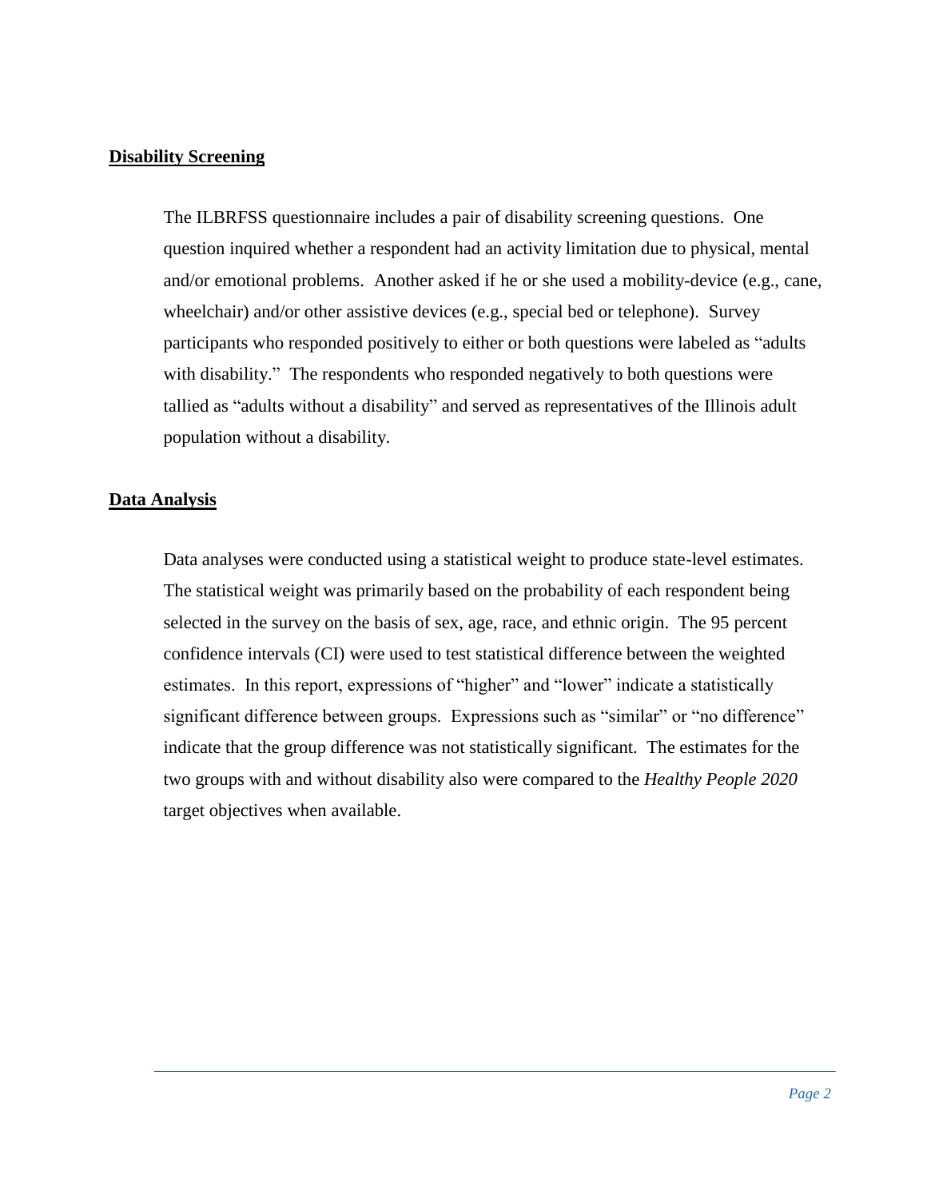## Disability Screening

The ILBRFSS questionnaire includes a pair of disability screening questions. One question inquired whether a respondent had an activity limitation due to physical, mental and/or emotional problems. Another asked if he or she used a mobility-device (e.g., cane, wheelchair) and/or other assistive devices (e.g., special bed or telephone). Survey participants who responded positively to either or both questions were labeled as "adults with disability." The respondents who responded negatively to both questions were tallied as "adults without a disability" and served as representatives of the Illinois adult population without a disability.

## Data Analysis

Data analyses were conducted using a statistical weight to produce state-level estimates. The statistical weight was primarily based on the probability of each respondent being selected in the survey on the basis of sex, age, race, and ethnic origin. The 95 percent confidence intervals (CI) were used to test statistical difference between the weighted estimates. In this report, expressions of "higher" and "lower" indicate a statistically significant difference between groups. Expressions such as "similar" or "no difference" indicate that the group difference was not statistically significant. The estimates for the two groups with and without disability also were compared to the *Healthy People 2020* target objectives when available.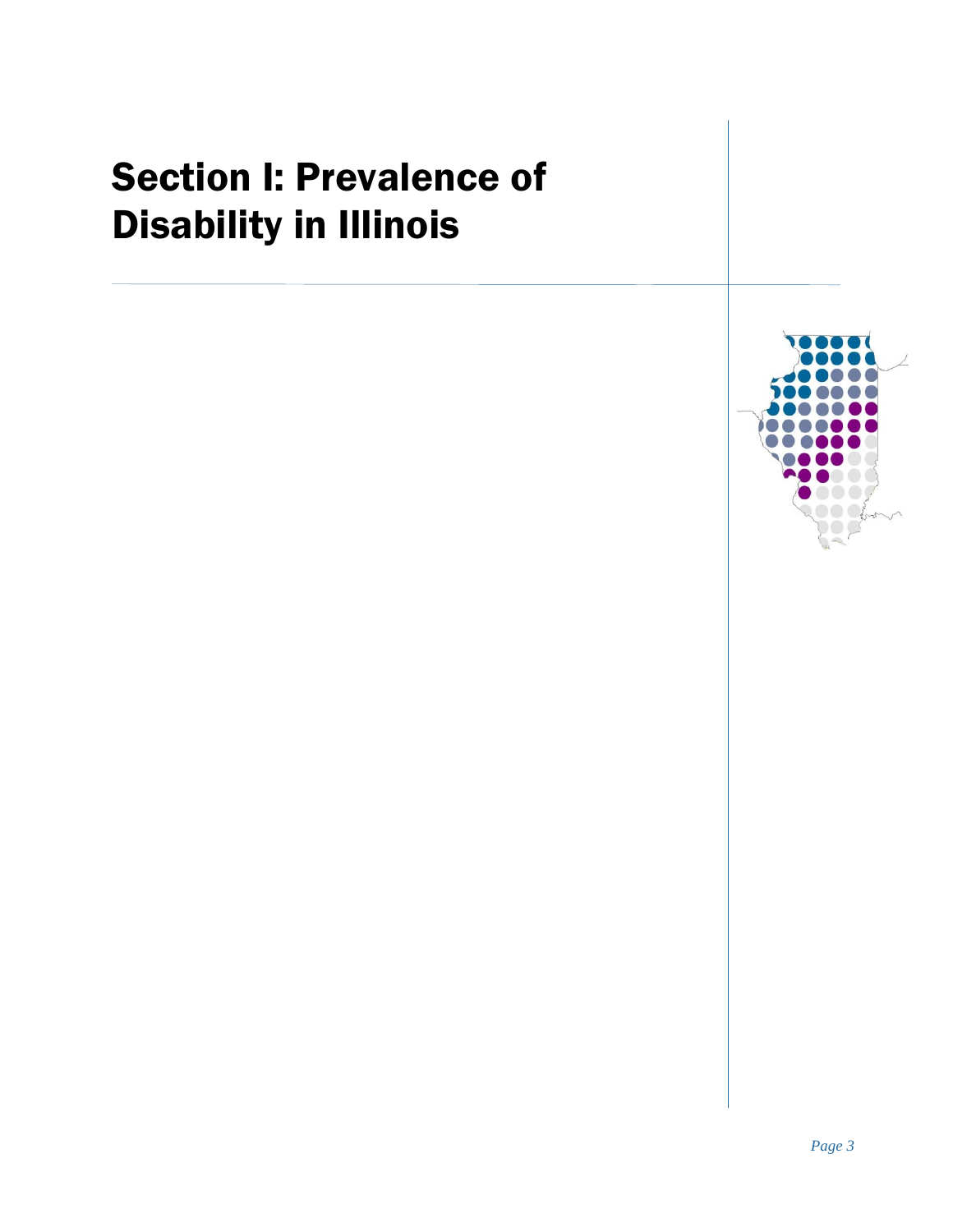# Section I: Prevalence of Disability in Illinois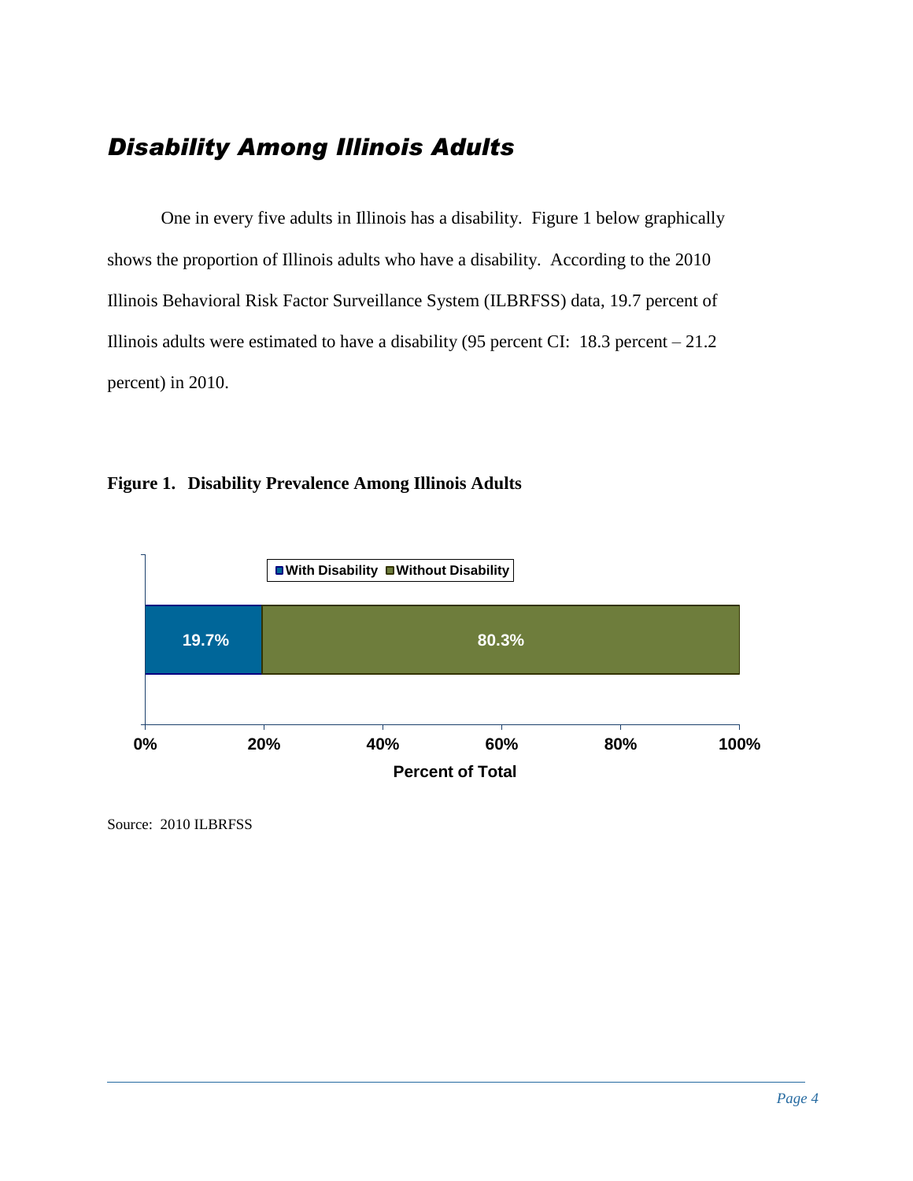# *Disability Among Illinois Adults*

One in every five adults in Illinois has a disability. Figure 1 below graphically shows the proportion of Illinois adults who have a disability. According to the 2010 Illinois Behavioral Risk Factor Surveillance System (ILBRFSS) data, 19.7 percent of Illinois adults were estimated to have a disability (95 percent CI: 18.3 percent – 21.2 percent) in 2010.

**Figure 1. Disability Prevalence Among Illinois Adults**

| With Disability | Without Disability |
|---|---|
| 19.7% | 80.3% |

Percent of Total

Source: 2010 ILBRFSS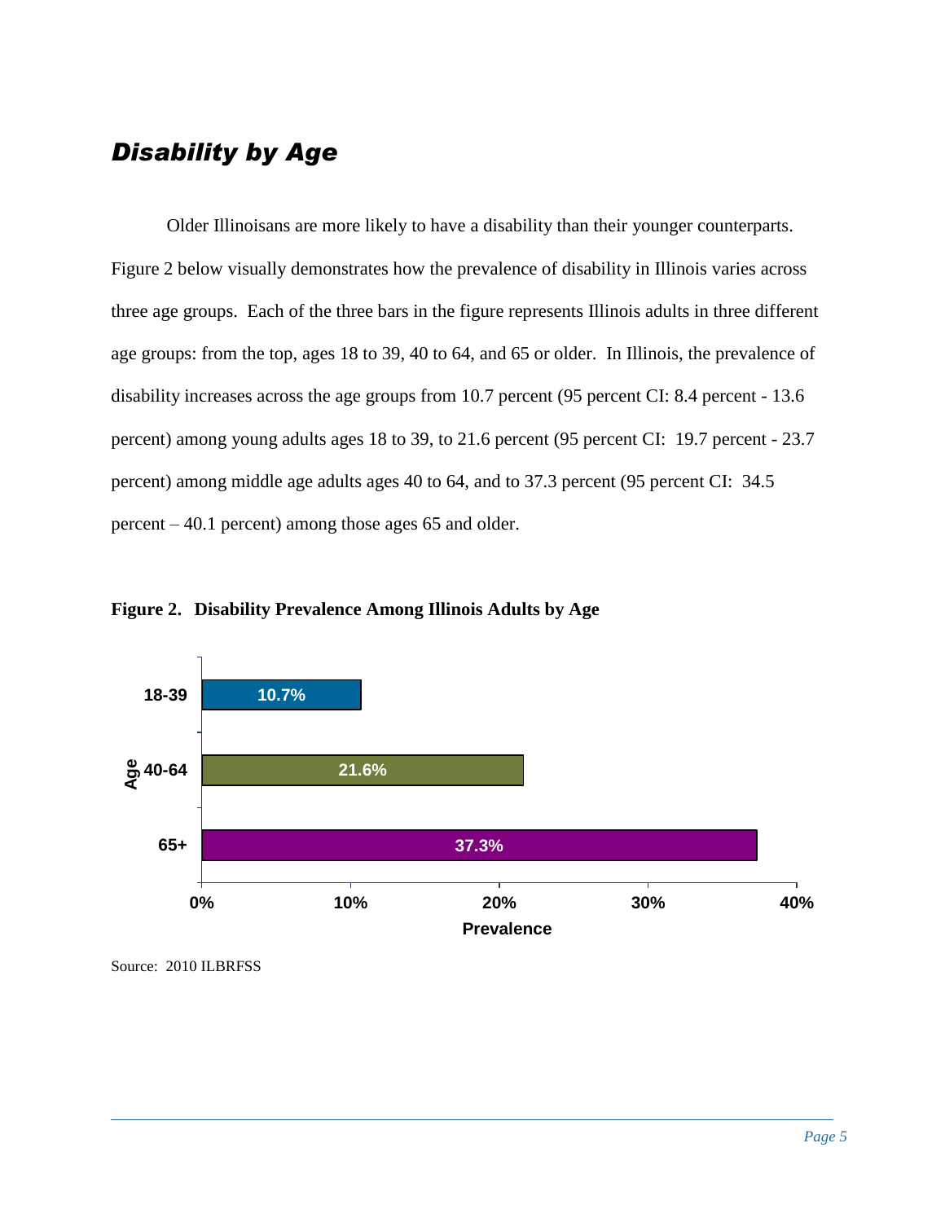## *Disability by Age*

Older Illinoisans are more likely to have a disability than their younger counterparts. Figure 2 below visually demonstrates how the prevalence of disability in Illinois varies across three age groups. Each of the three bars in the figure represents Illinois adults in three different age groups: from the top, ages 18 to 39, 40 to 64, and 65 or older. In Illinois, the prevalence of disability increases across the age groups from 10.7 percent (95 percent CI: 8.4 percent - 13.6 percent) among young adults ages 18 to 39, to 21.6 percent (95 percent CI: 19.7 percent - 23.7 percent) among middle age adults ages 40 to 64, and to 37.3 percent (95 percent CI: 34.5 percent – 40.1 percent) among those ages 65 and older.

**Figure 2. Disability Prevalence Among Illinois Adults by Age**

| Age | Prevalence |
|---|---|
| 18-39 | 10.7% |
| 40-64 | 21.6% |
| 65+ | 37.3% |

Source: 2010 ILBRFSS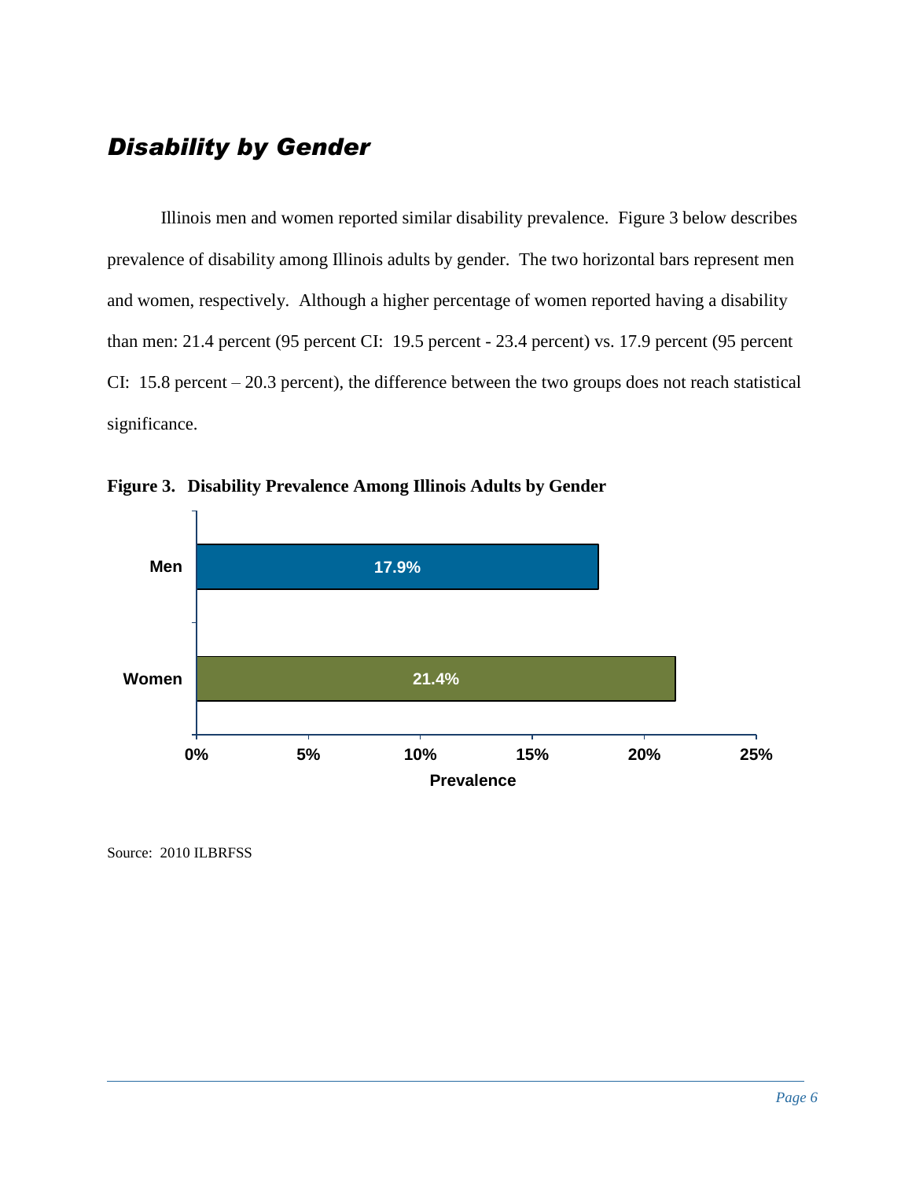## *Disability by Gender*

Illinois men and women reported similar disability prevalence. Figure 3 below describes prevalence of disability among Illinois adults by gender. The two horizontal bars represent men and women, respectively. Although a higher percentage of women reported having a disability than men: 21.4 percent (95 percent CI: 19.5 percent - 23.4 percent) vs. 17.9 percent (95 percent CI: 15.8 percent – 20.3 percent), the difference between the two groups does not reach statistical significance.

**Figure 3. Disability Prevalence Among Illinois Adults by Gender**

| Gender | Prevalence |
|---|---|
| Men | 17.9% |
| Women | 21.4% |

Source: 2010 ILBRFSS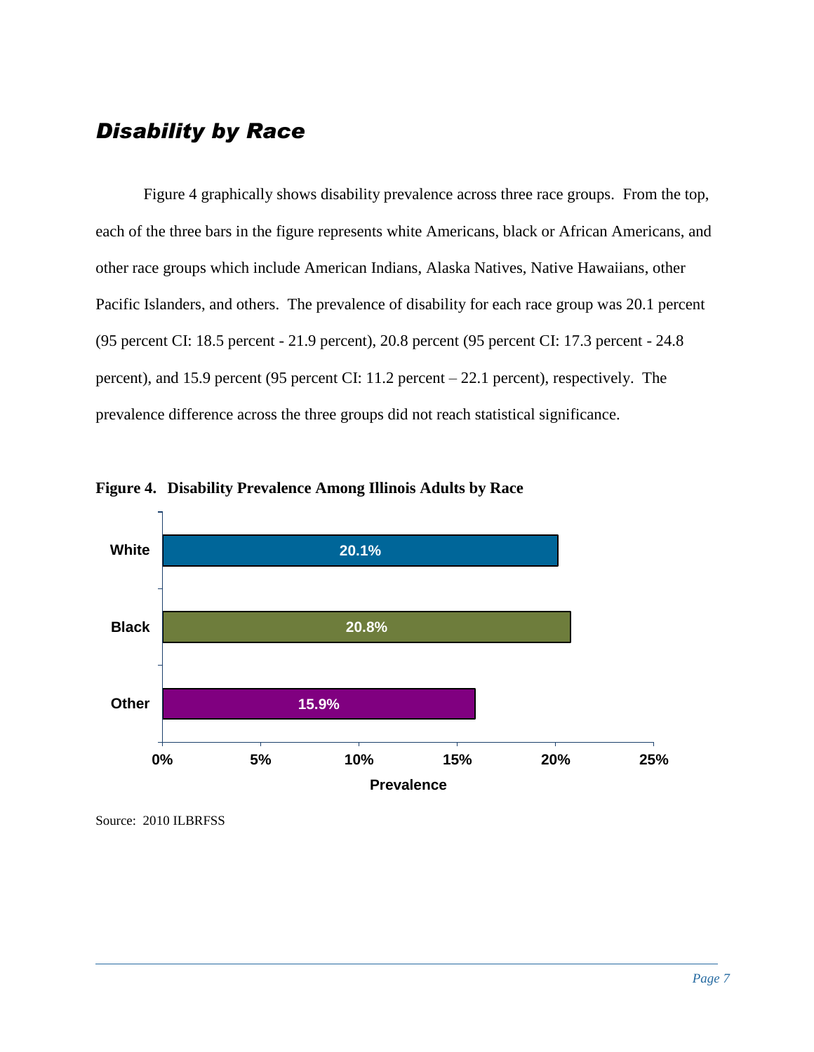## *Disability by Race*

Figure 4 graphically shows disability prevalence across three race groups. From the top, each of the three bars in the figure represents white Americans, black or African Americans, and other race groups which include American Indians, Alaska Natives, Native Hawaiians, other Pacific Islanders, and others. The prevalence of disability for each race group was 20.1 percent (95 percent CI: 18.5 percent - 21.9 percent), 20.8 percent (95 percent CI: 17.3 percent - 24.8 percent), and 15.9 percent (95 percent CI: 11.2 percent – 22.1 percent), respectively. The prevalence difference across the three groups did not reach statistical significance.

**Figure 4. Disability Prevalence Among Illinois Adults by Race**

| Race | Prevalence |
| --- | --- |
| White | 20.1% |
| Black | 20.8% |
| Other | 15.9% |

Source: 2010 ILBRFSS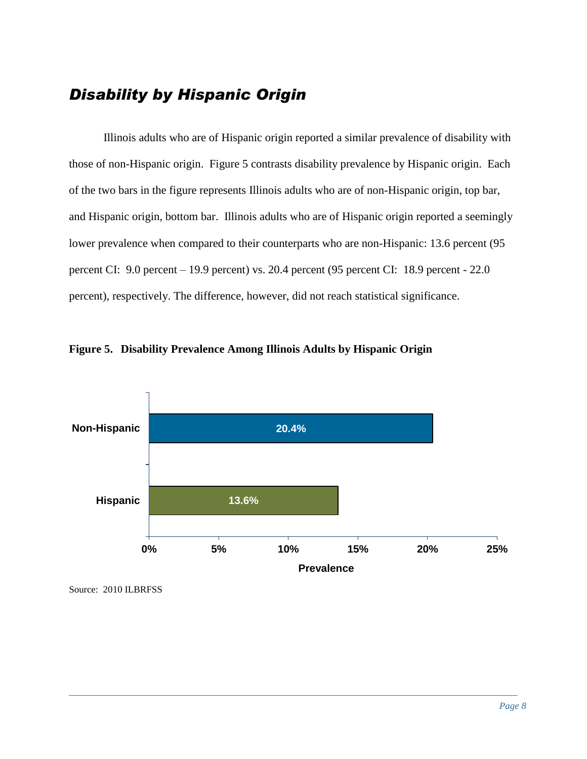## *Disability by Hispanic Origin*

Illinois adults who are of Hispanic origin reported a similar prevalence of disability with those of non-Hispanic origin. Figure 5 contrasts disability prevalence by Hispanic origin. Each of the two bars in the figure represents Illinois adults who are of non-Hispanic origin, top bar, and Hispanic origin, bottom bar. Illinois adults who are of Hispanic origin reported a seemingly lower prevalence when compared to their counterparts who are non-Hispanic: 13.6 percent (95 percent CI: 9.0 percent – 19.9 percent) vs. 20.4 percent (95 percent CI: 18.9 percent - 22.0 percent), respectively. The difference, however, did not reach statistical significance.

**Figure 5. Disability Prevalence Among Illinois Adults by Hispanic Origin**

| | Prevalence |
|---|---|
| Non-Hispanic | 20.4% |
| Hispanic | 13.6% |

Source: 2010 ILBRFSS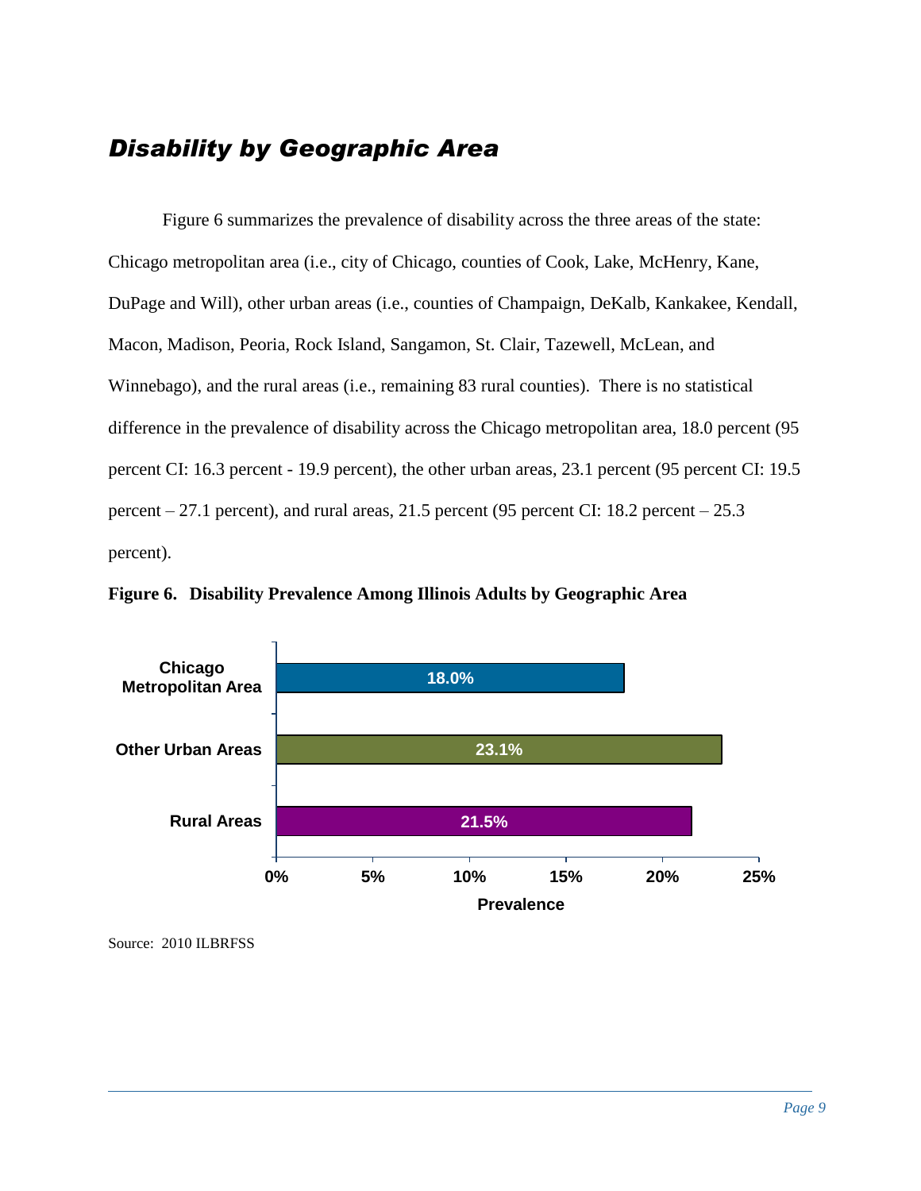## *Disability by Geographic Area*

Figure 6 summarizes the prevalence of disability across the three areas of the state: Chicago metropolitan area (i.e., city of Chicago, counties of Cook, Lake, McHenry, Kane, DuPage and Will), other urban areas (i.e., counties of Champaign, DeKalb, Kankakee, Kendall, Macon, Madison, Peoria, Rock Island, Sangamon, St. Clair, Tazewell, McLean, and Winnebago), and the rural areas (i.e., remaining 83 rural counties). There is no statistical difference in the prevalence of disability across the Chicago metropolitan area, 18.0 percent (95 percent CI: 16.3 percent - 19.9 percent), the other urban areas, 23.1 percent (95 percent CI: 19.5 percent – 27.1 percent), and rural areas, 21.5 percent (95 percent CI: 18.2 percent – 25.3 percent).

**Figure 6. Disability Prevalence Among Illinois Adults by Geographic Area**

| Geographic Area | Prevalence |
|---|---|
| Chicago Metropolitan Area | 18.0% |
| Other Urban Areas | 23.1% |
| Rural Areas | 21.5% |

Source: 2010 ILBRFSS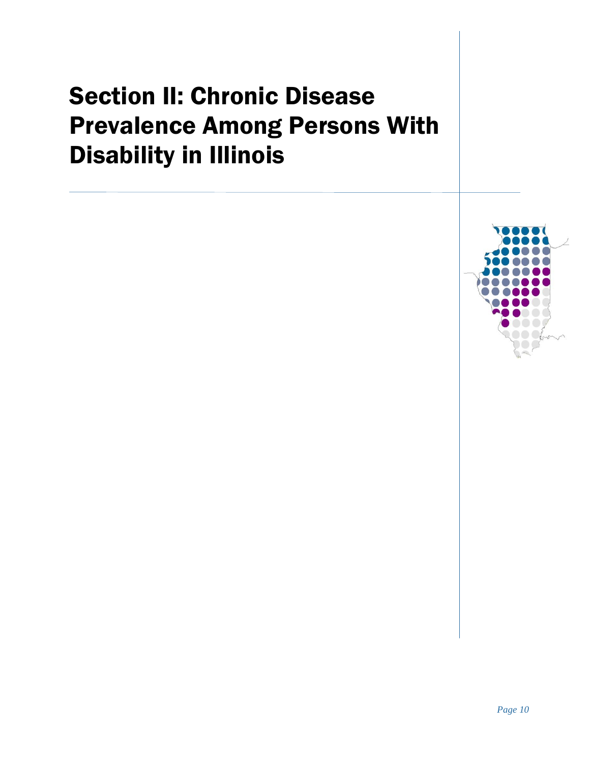# Section II: Chronic Disease Prevalence Among Persons With Disability in Illinois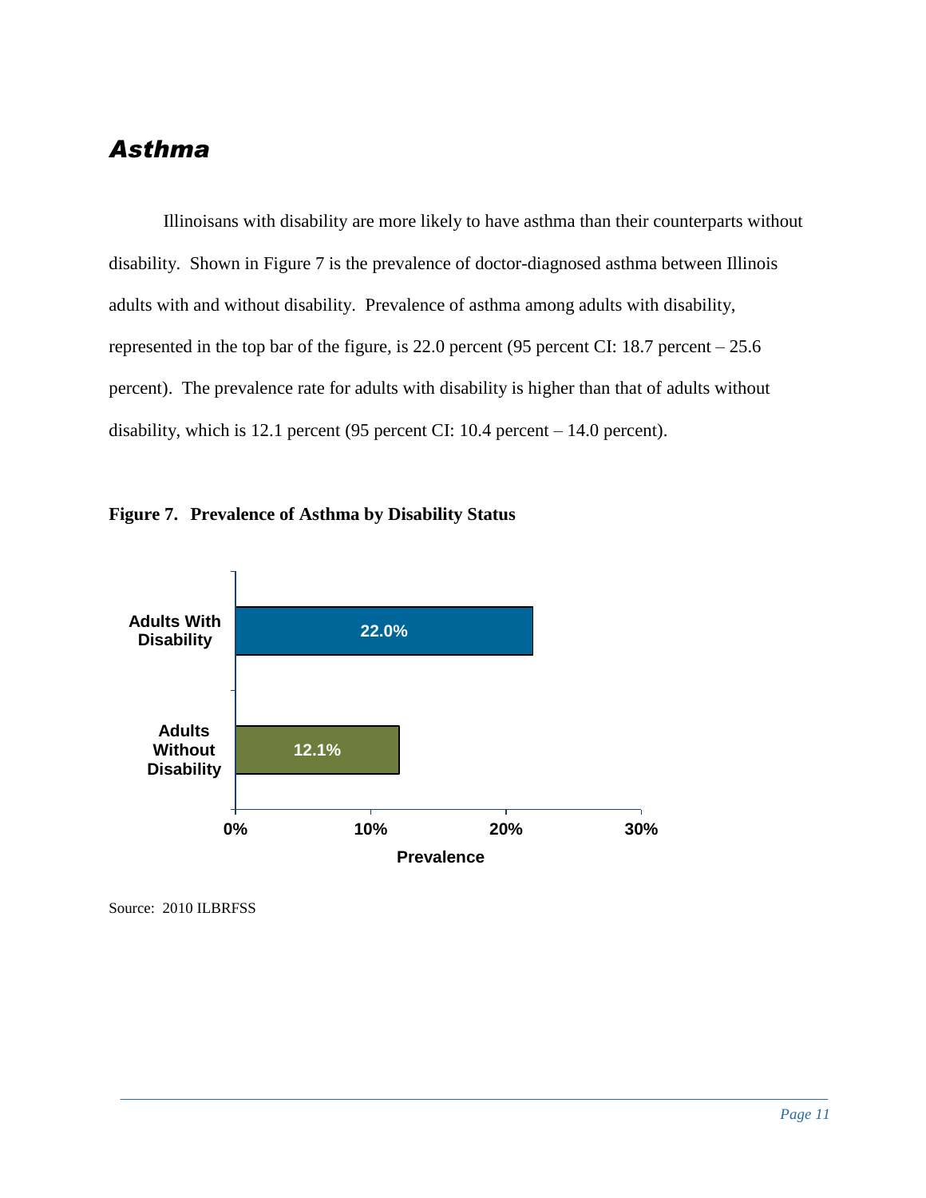## *Asthma*

Illinoisans with disability are more likely to have asthma than their counterparts without disability. Shown in Figure 7 is the prevalence of doctor-diagnosed asthma between Illinois adults with and without disability. Prevalence of asthma among adults with disability, represented in the top bar of the figure, is 22.0 percent (95 percent CI: 18.7 percent – 25.6 percent). The prevalence rate for adults with disability is higher than that of adults without disability, which is 12.1 percent (95 percent CI: 10.4 percent – 14.0 percent).

**Figure 7. Prevalence of Asthma by Disability Status**

| | Prevalence |
|---|---|
| Adults With Disability | 22.0% |
| Adults Without Disability | 12.1% |

Source: 2010 ILBRFSS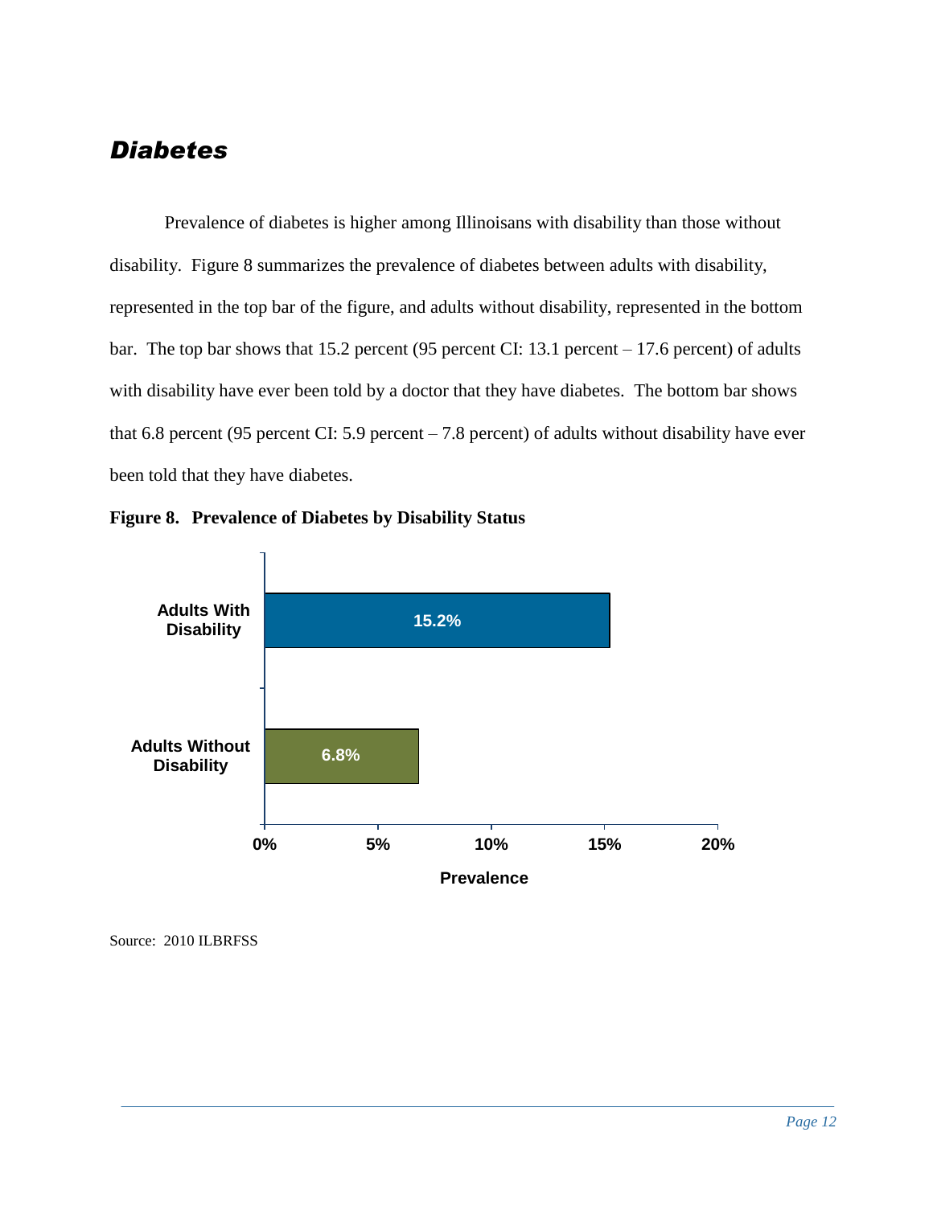## *Diabetes*

Prevalence of diabetes is higher among Illinoisans with disability than those without disability. Figure 8 summarizes the prevalence of diabetes between adults with disability, represented in the top bar of the figure, and adults without disability, represented in the bottom bar. The top bar shows that 15.2 percent (95 percent CI: 13.1 percent – 17.6 percent) of adults with disability have ever been told by a doctor that they have diabetes. The bottom bar shows that 6.8 percent (95 percent CI: 5.9 percent – 7.8 percent) of adults without disability have ever been told that they have diabetes.

**Figure 8. Prevalence of Diabetes by Disability Status**

| | Prevalence |
|---|---|
| Adults With Disability | 15.2% |
| Adults Without Disability | 6.8% |

Source: 2010 ILBRFSS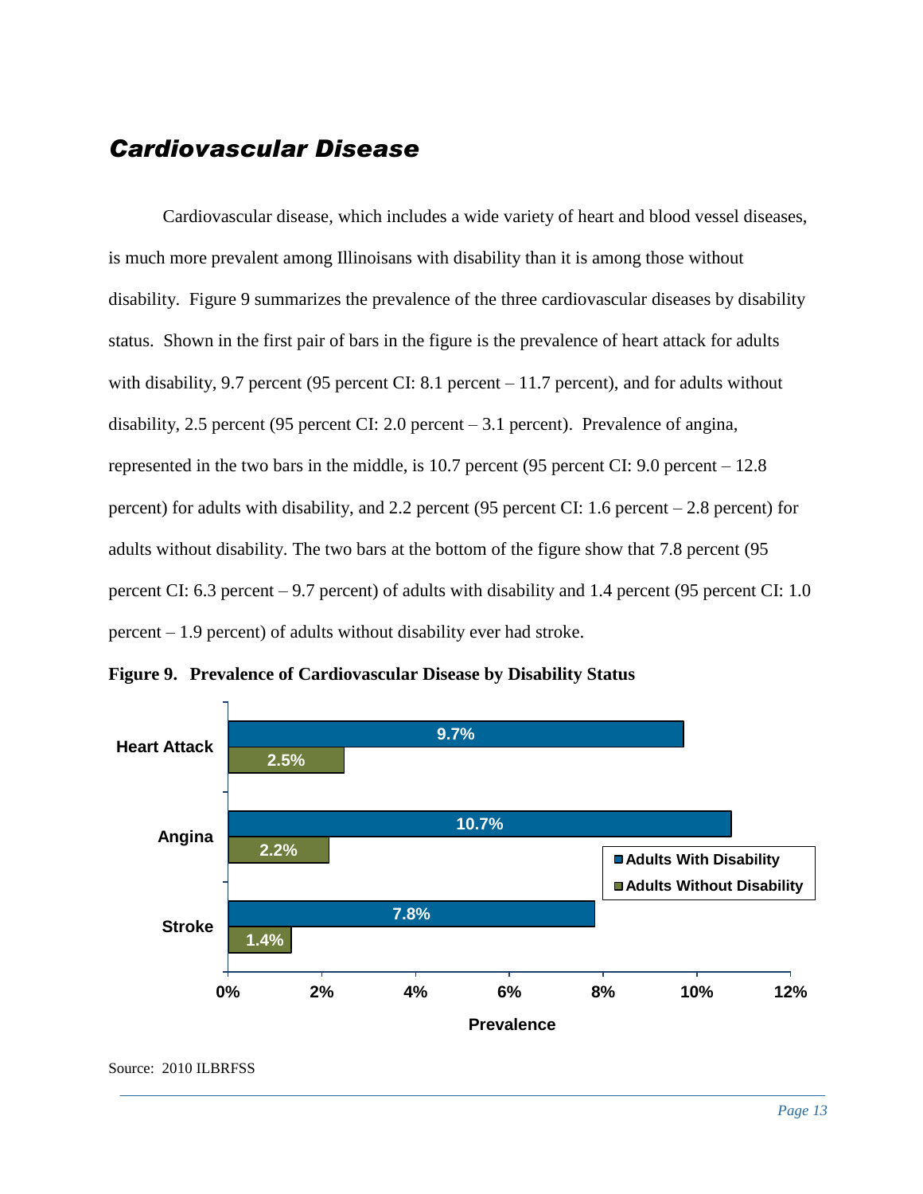## *Cardiovascular Disease*

Cardiovascular disease, which includes a wide variety of heart and blood vessel diseases, is much more prevalent among Illinoisans with disability than it is among those without disability. Figure 9 summarizes the prevalence of the three cardiovascular diseases by disability status. Shown in the first pair of bars in the figure is the prevalence of heart attack for adults with disability, 9.7 percent (95 percent CI: 8.1 percent – 11.7 percent), and for adults without disability, 2.5 percent (95 percent CI: 2.0 percent – 3.1 percent). Prevalence of angina, represented in the two bars in the middle, is 10.7 percent (95 percent CI: 9.0 percent – 12.8 percent) for adults with disability, and 2.2 percent (95 percent CI: 1.6 percent – 2.8 percent) for adults without disability. The two bars at the bottom of the figure show that 7.8 percent (95 percent CI: 6.3 percent – 9.7 percent) of adults with disability and 1.4 percent (95 percent CI: 1.0 percent – 1.9 percent) of adults without disability ever had stroke.

**Figure 9. Prevalence of Cardiovascular Disease by Disability Status**

| Condition | Adults With Disability | Adults Without Disability |
|---|---|---|
| Heart Attack | 9.7% | 2.5% |
| Angina | 10.7% | 2.2% |
| Stroke | 7.8% | 1.4% |

Source: 2010 ILBRFSS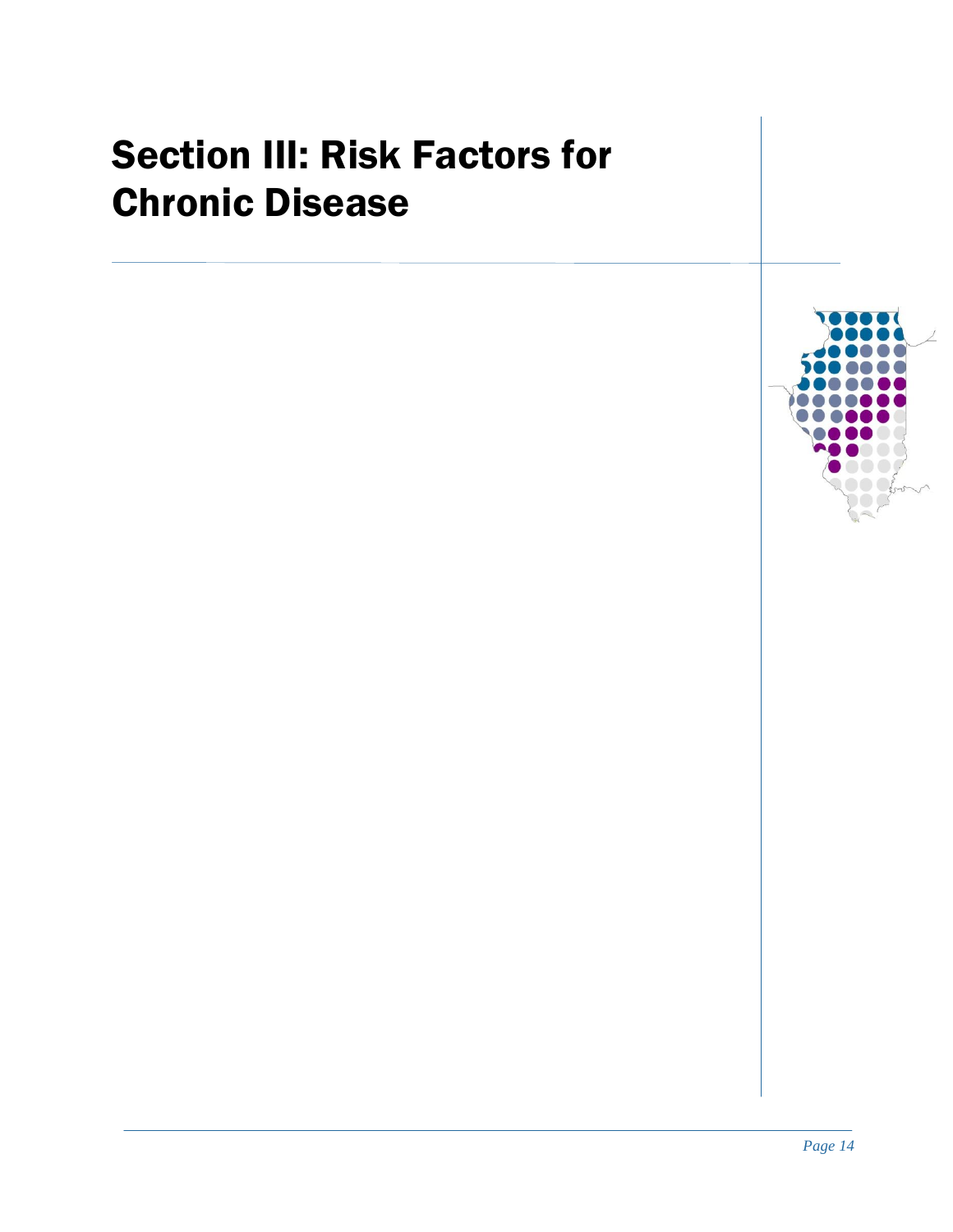# Section III: Risk Factors for Chronic Disease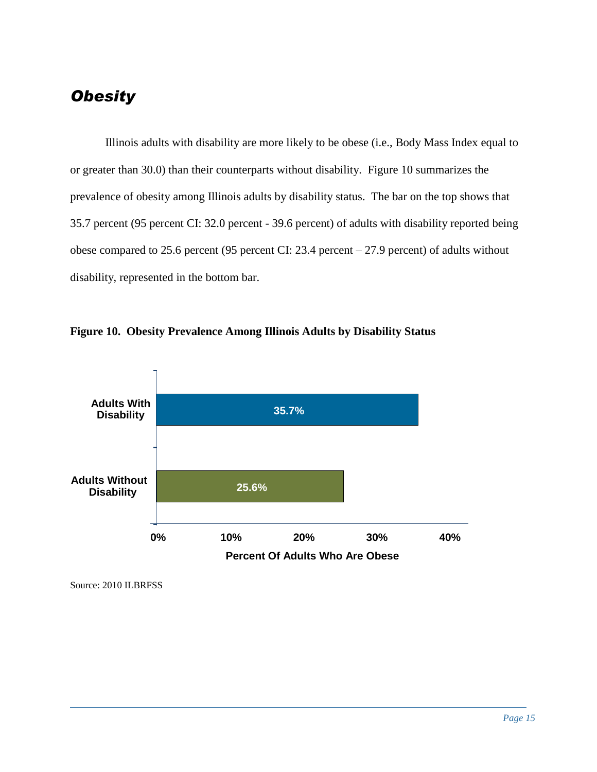## *Obesity*

Illinois adults with disability are more likely to be obese (i.e., Body Mass Index equal to or greater than 30.0) than their counterparts without disability. Figure 10 summarizes the prevalence of obesity among Illinois adults by disability status. The bar on the top shows that 35.7 percent (95 percent CI: 32.0 percent - 39.6 percent) of adults with disability reported being obese compared to 25.6 percent (95 percent CI: 23.4 percent – 27.9 percent) of adults without disability, represented in the bottom bar.

**Figure 10. Obesity Prevalence Among Illinois Adults by Disability Status**

| | Percent Of Adults Who Are Obese |
|---|---|
| Adults With Disability | 35.7% |
| Adults Without Disability | 25.6% |

Source: 2010 ILBRFSS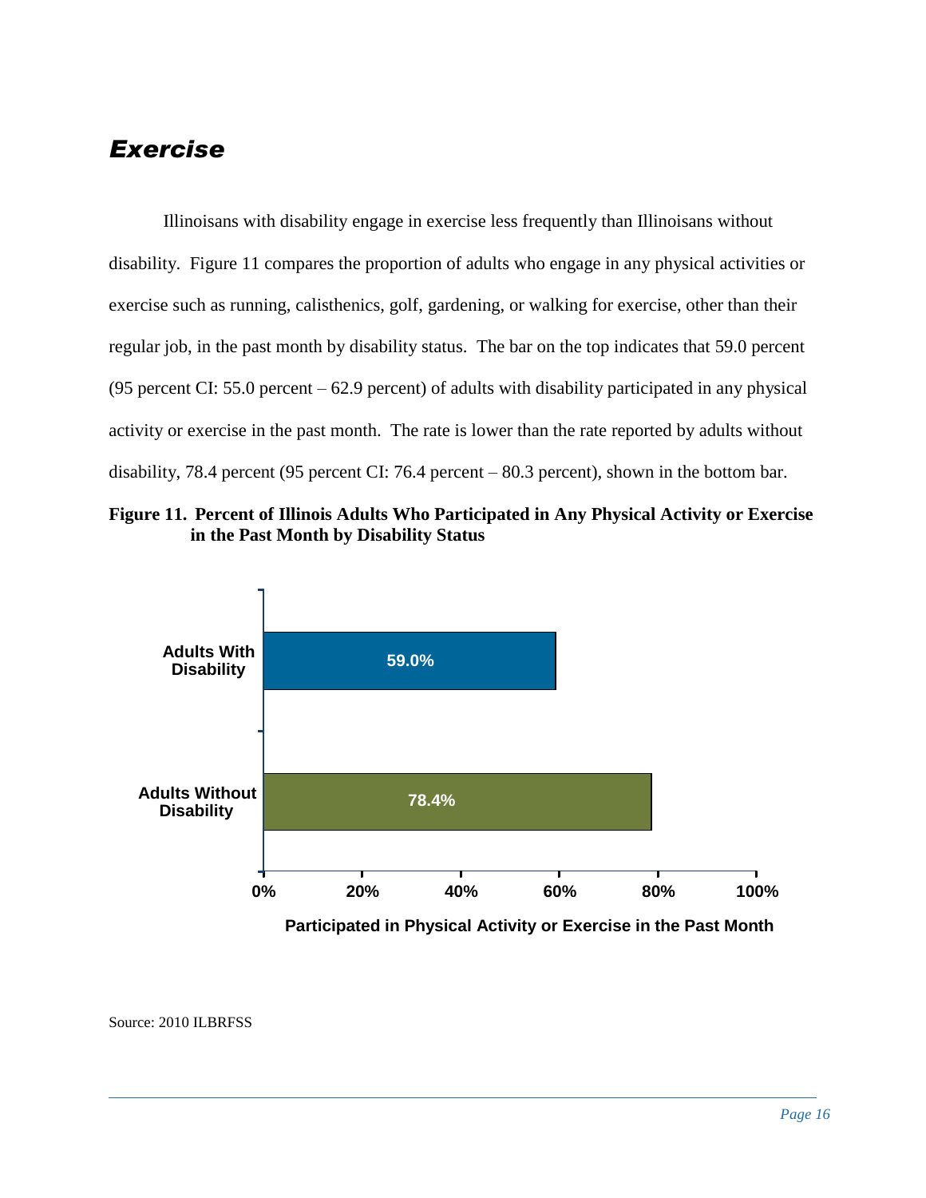## *Exercise*

Illinoisans with disability engage in exercise less frequently than Illinoisans without disability. Figure 11 compares the proportion of adults who engage in any physical activities or exercise such as running, calisthenics, golf, gardening, or walking for exercise, other than their regular job, in the past month by disability status. The bar on the top indicates that 59.0 percent (95 percent CI: 55.0 percent – 62.9 percent) of adults with disability participated in any physical activity or exercise in the past month. The rate is lower than the rate reported by adults without disability, 78.4 percent (95 percent CI: 76.4 percent – 80.3 percent), shown in the bottom bar.

**Figure 11. Percent of Illinois Adults Who Participated in Any Physical Activity or Exercise in the Past Month by Disability Status**

| | Participated in Physical Activity or Exercise in the Past Month |
|---|---|
| Adults With Disability | 59.0% |
| Adults Without Disability | 78.4% |

Source: 2010 ILBRFSS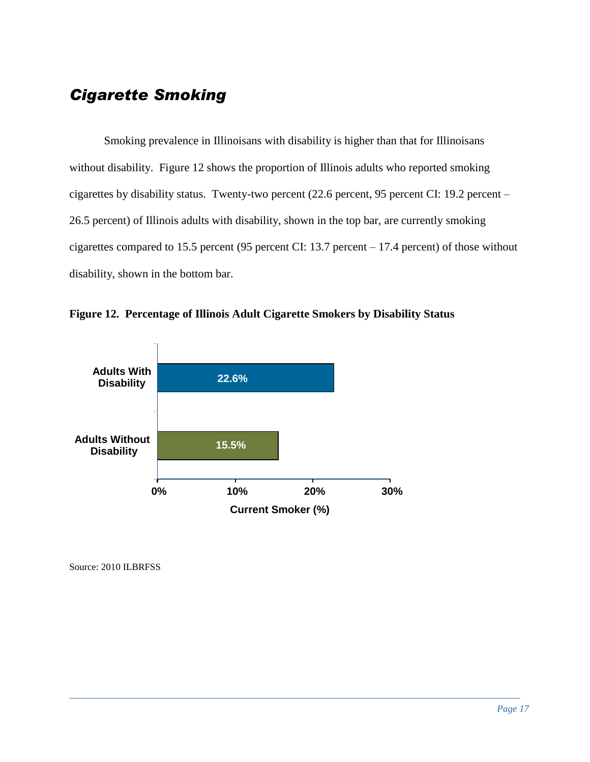## *Cigarette Smoking*

Smoking prevalence in Illinoisans with disability is higher than that for Illinoisans without disability. Figure 12 shows the proportion of Illinois adults who reported smoking cigarettes by disability status. Twenty-two percent (22.6 percent, 95 percent CI: 19.2 percent – 26.5 percent) of Illinois adults with disability, shown in the top bar, are currently smoking cigarettes compared to 15.5 percent (95 percent CI: 13.7 percent – 17.4 percent) of those without disability, shown in the bottom bar.

**Figure 12. Percentage of Illinois Adult Cigarette Smokers by Disability Status**

| | Current Smoker (%) |
|---|---|
| Adults With Disability | 22.6% |
| Adults Without Disability | 15.5% |

Source: 2010 ILBRFSS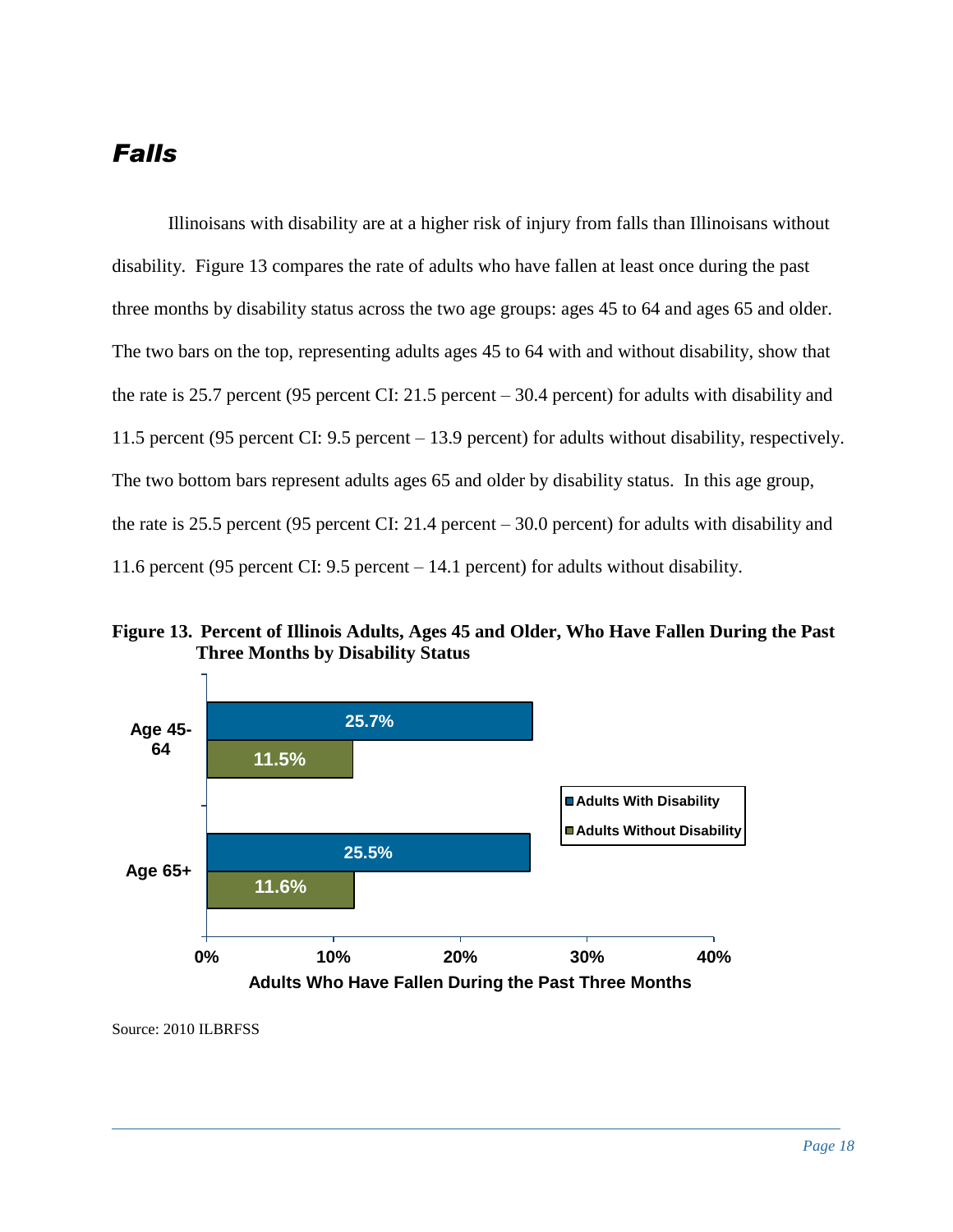## *Falls*

Illinoisans with disability are at a higher risk of injury from falls than Illinoisans without disability. Figure 13 compares the rate of adults who have fallen at least once during the past three months by disability status across the two age groups: ages 45 to 64 and ages 65 and older. The two bars on the top, representing adults ages 45 to 64 with and without disability, show that the rate is 25.7 percent (95 percent CI: 21.5 percent – 30.4 percent) for adults with disability and 11.5 percent (95 percent CI: 9.5 percent – 13.9 percent) for adults without disability, respectively. The two bottom bars represent adults ages 65 and older by disability status. In this age group, the rate is 25.5 percent (95 percent CI: 21.4 percent – 30.0 percent) for adults with disability and 11.6 percent (95 percent CI: 9.5 percent – 14.1 percent) for adults without disability.

**Figure 13. Percent of Illinois Adults, Ages 45 and Older, Who Have Fallen During the Past Three Months by Disability Status**

| Age Group | Adults With Disability | Adults Without Disability |
|---|---|---|
| Age 45-64 | 25.7% | 11.5% |
| Age 65+ | 25.5% | 11.6% |

Adults Who Have Fallen During the Past Three Months

Source: 2010 ILBRFSS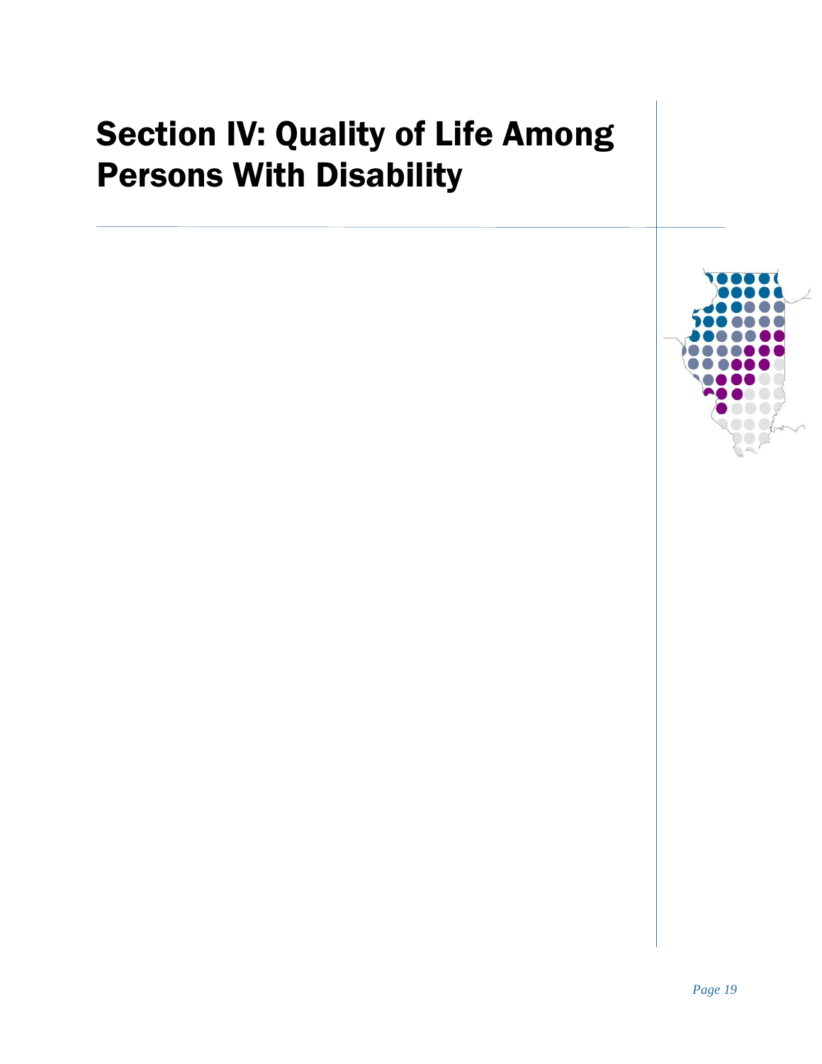# Section IV: Quality of Life Among Persons With Disability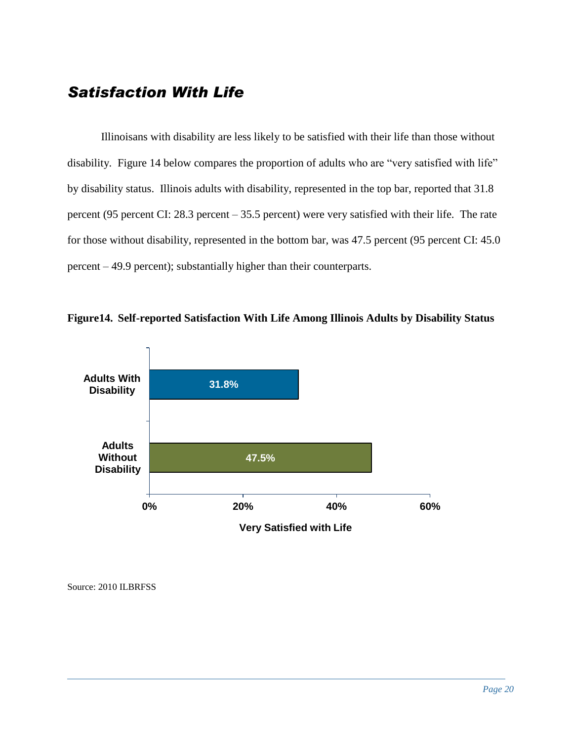## *Satisfaction With Life*

Illinoisans with disability are less likely to be satisfied with their life than those without disability. Figure 14 below compares the proportion of adults who are "very satisfied with life" by disability status. Illinois adults with disability, represented in the top bar, reported that 31.8 percent (95 percent CI: 28.3 percent – 35.5 percent) were very satisfied with their life. The rate for those without disability, represented in the bottom bar, was 47.5 percent (95 percent CI: 45.0 percent – 49.9 percent); substantially higher than their counterparts.

**Figure14. Self-reported Satisfaction With Life Among Illinois Adults by Disability Status**

| | Very Satisfied with Life |
|---|---|
| Adults With Disability | 31.8% |
| Adults Without Disability | 47.5% |

Source: 2010 ILBRFSS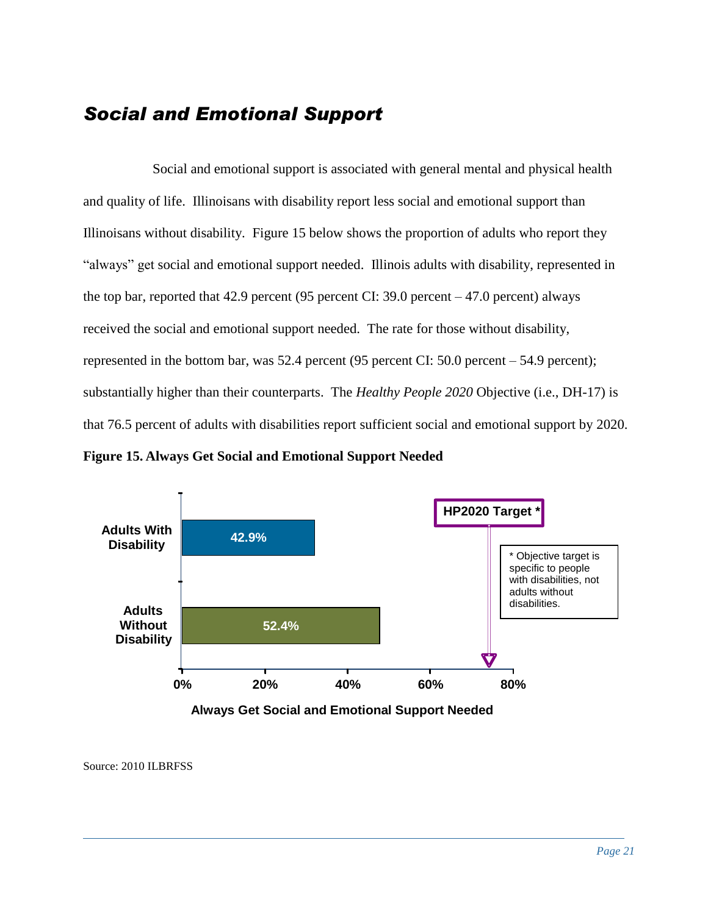## *Social and Emotional Support*

Social and emotional support is associated with general mental and physical health and quality of life. Illinoisans with disability report less social and emotional support than Illinoisans without disability. Figure 15 below shows the proportion of adults who report they "always" get social and emotional support needed. Illinois adults with disability, represented in the top bar, reported that 42.9 percent (95 percent CI: 39.0 percent – 47.0 percent) always received the social and emotional support needed. The rate for those without disability, represented in the bottom bar, was 52.4 percent (95 percent CI: 50.0 percent – 54.9 percent); substantially higher than their counterparts. The *Healthy People 2020* Objective (i.e., DH-17) is that 76.5 percent of adults with disabilities report sufficient social and emotional support by 2020.

**Figure 15. Always Get Social and Emotional Support Needed**

| | Always Get Social and Emotional Support Needed |
|---|---|
| Adults With Disability | 42.9% |
| Adults Without Disability | 52.4% |

HP2020 Target *

* Objective target is specific to people with disabilities, not adults without disabilities.

Source: 2010 ILBRFSS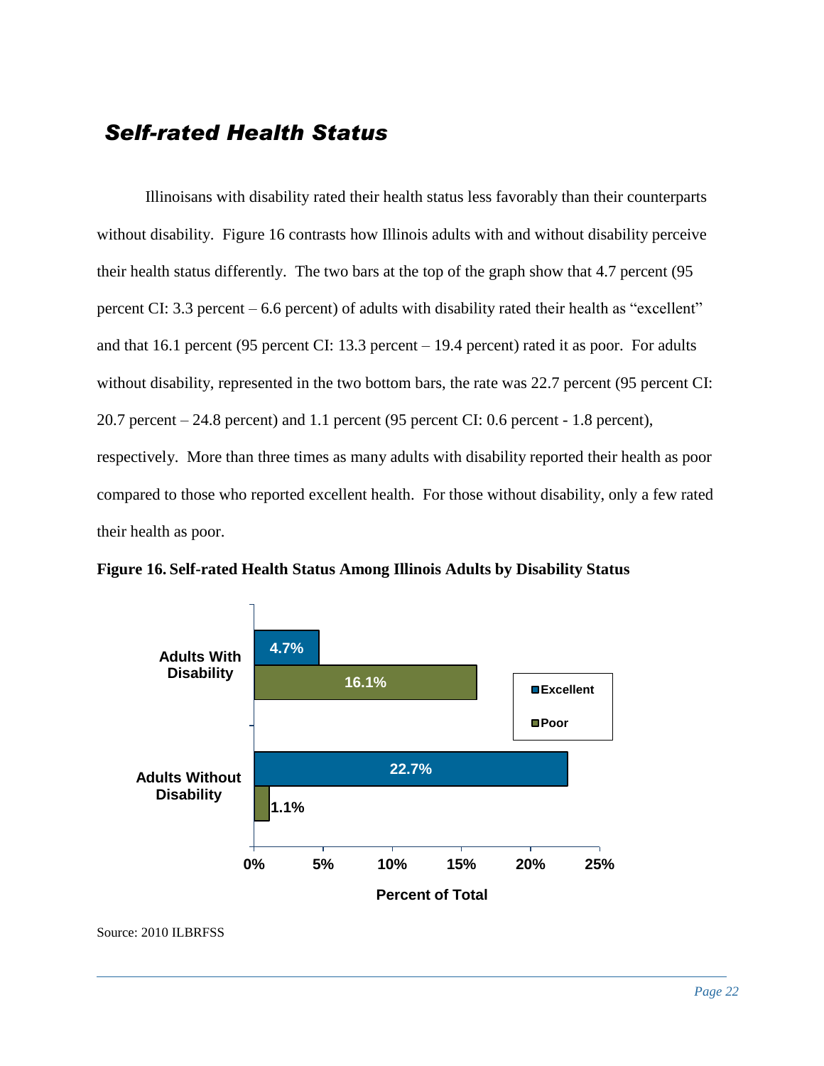## *Self-rated Health Status*

Illinoisans with disability rated their health status less favorably than their counterparts without disability. Figure 16 contrasts how Illinois adults with and without disability perceive their health status differently. The two bars at the top of the graph show that 4.7 percent (95 percent CI: 3.3 percent – 6.6 percent) of adults with disability rated their health as “excellent” and that 16.1 percent (95 percent CI: 13.3 percent – 19.4 percent) rated it as poor. For adults without disability, represented in the two bottom bars, the rate was 22.7 percent (95 percent CI: 20.7 percent – 24.8 percent) and 1.1 percent (95 percent CI: 0.6 percent - 1.8 percent), respectively. More than three times as many adults with disability reported their health as poor compared to those who reported excellent health. For those without disability, only a few rated their health as poor.

**Figure 16. Self-rated Health Status Among Illinois Adults by Disability Status**

| | Excellent | Poor |
|---|---|---|
| Adults With Disability | 4.7% | 16.1% |
| Adults Without Disability | 22.7% | 1.1% |

Percent of Total

Source: 2010 ILBRFSS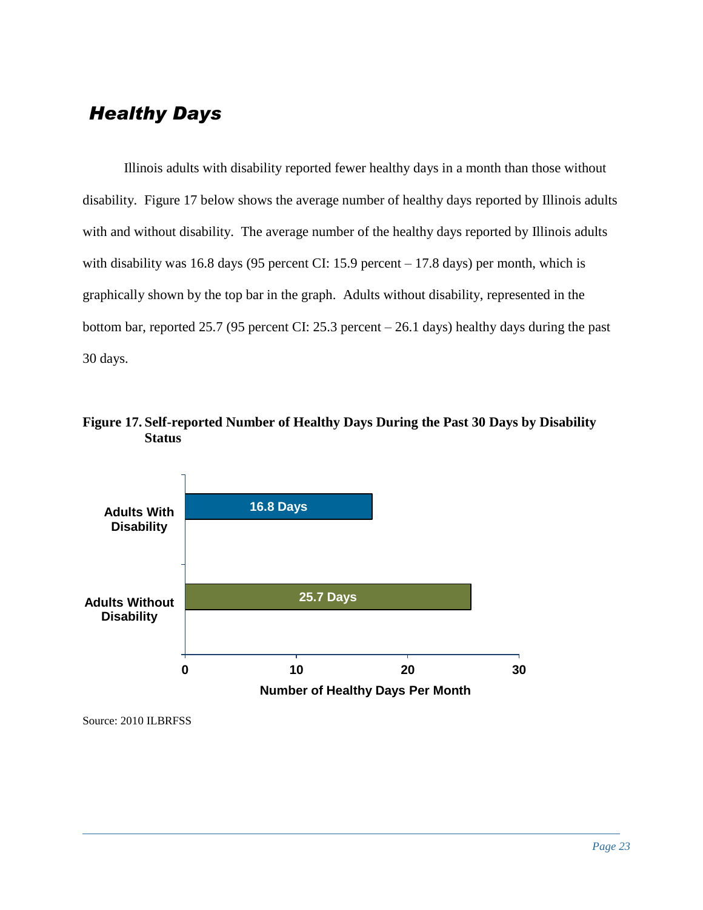## *Healthy Days*

Illinois adults with disability reported fewer healthy days in a month than those without disability. Figure 17 below shows the average number of healthy days reported by Illinois adults with and without disability. The average number of the healthy days reported by Illinois adults with disability was 16.8 days (95 percent CI: 15.9 percent – 17.8 days) per month, which is graphically shown by the top bar in the graph. Adults without disability, represented in the bottom bar, reported 25.7 (95 percent CI: 25.3 percent – 26.1 days) healthy days during the past 30 days.

**Figure 17. Self-reported Number of Healthy Days During the Past 30 Days by Disability Status**

| Disability Status | Number of Healthy Days Per Month |
|---|---|
| Adults With Disability | 16.8 Days |
| Adults Without Disability | 25.7 Days |

Source: 2010 ILBRFSS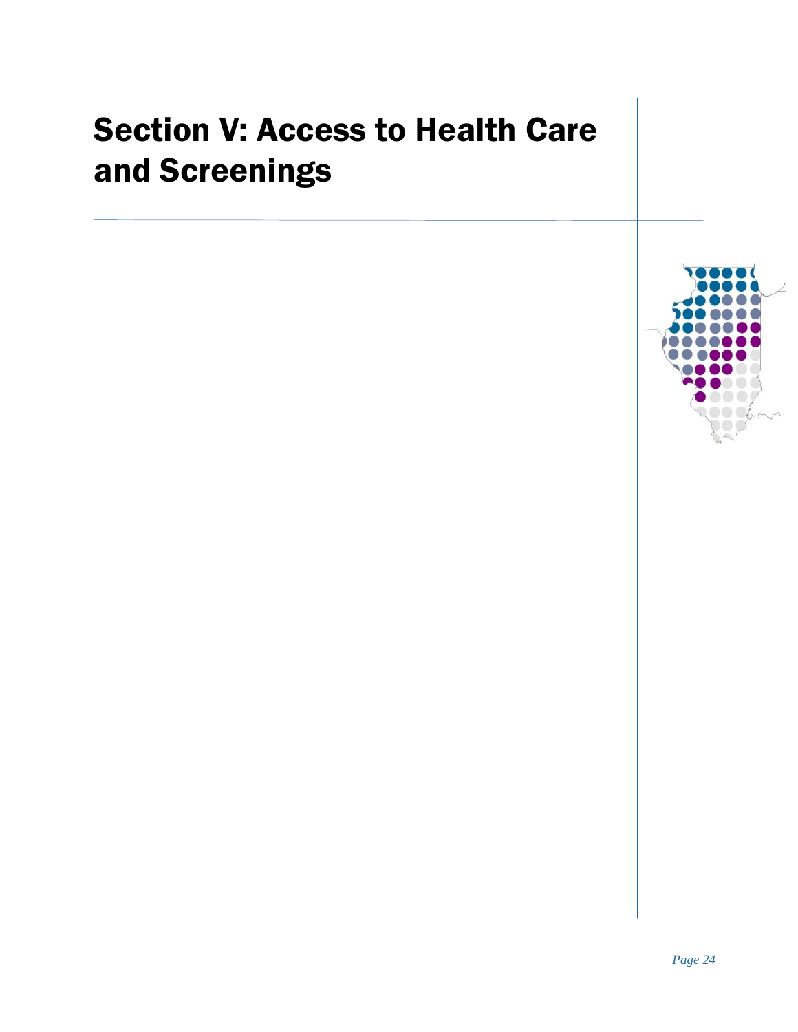# Section V: Access to Health Care and Screenings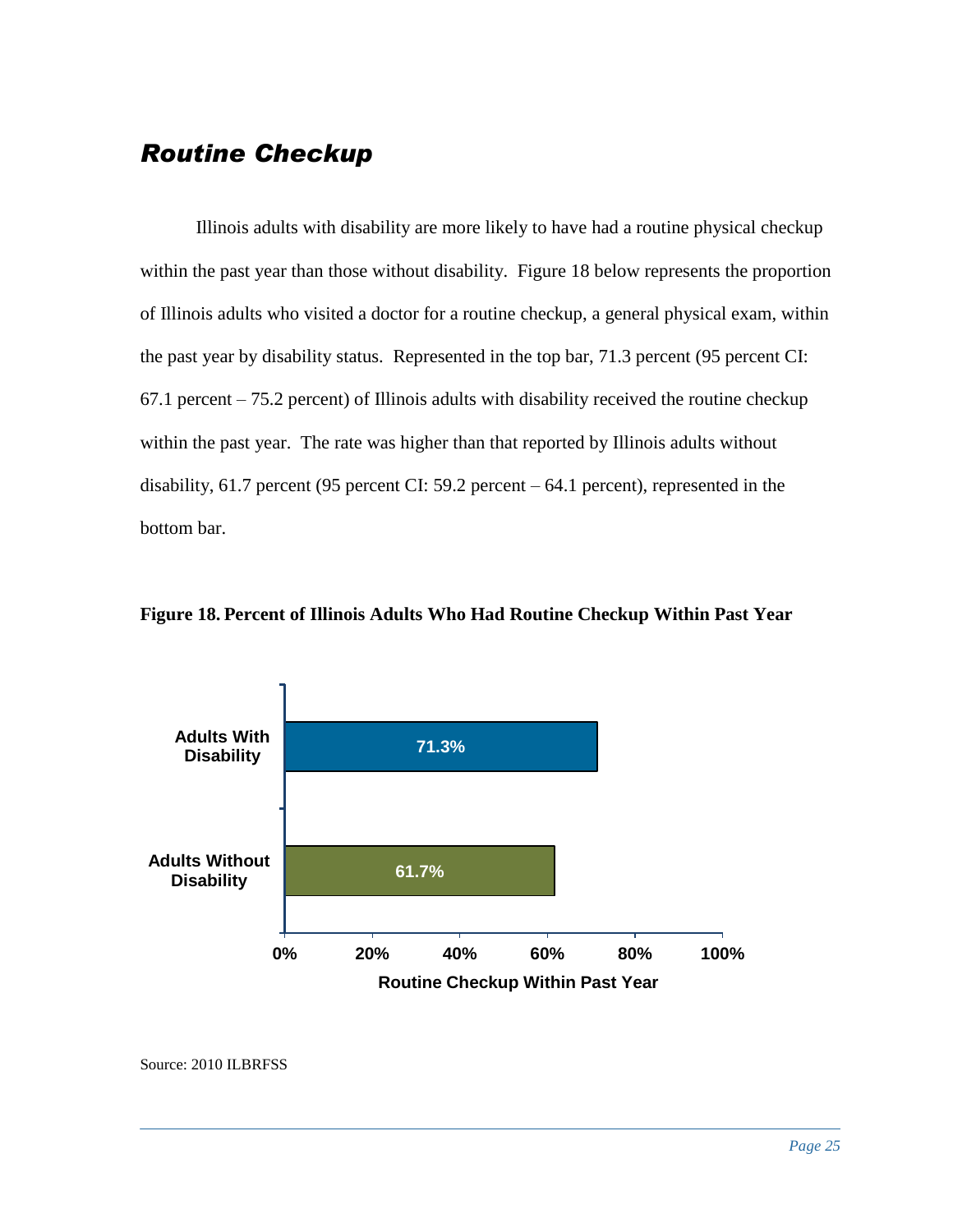## *Routine Checkup*

Illinois adults with disability are more likely to have had a routine physical checkup within the past year than those without disability. Figure 18 below represents the proportion of Illinois adults who visited a doctor for a routine checkup, a general physical exam, within the past year by disability status. Represented in the top bar, 71.3 percent (95 percent CI: 67.1 percent – 75.2 percent) of Illinois adults with disability received the routine checkup within the past year. The rate was higher than that reported by Illinois adults without disability, 61.7 percent (95 percent CI: 59.2 percent – 64.1 percent), represented in the bottom bar.

**Figure 18. Percent of Illinois Adults Who Had Routine Checkup Within Past Year**

| | Routine Checkup Within Past Year |
|---|---|
| Adults With Disability | 71.3% |
| Adults Without Disability | 61.7% |

Source: 2010 ILBRFSS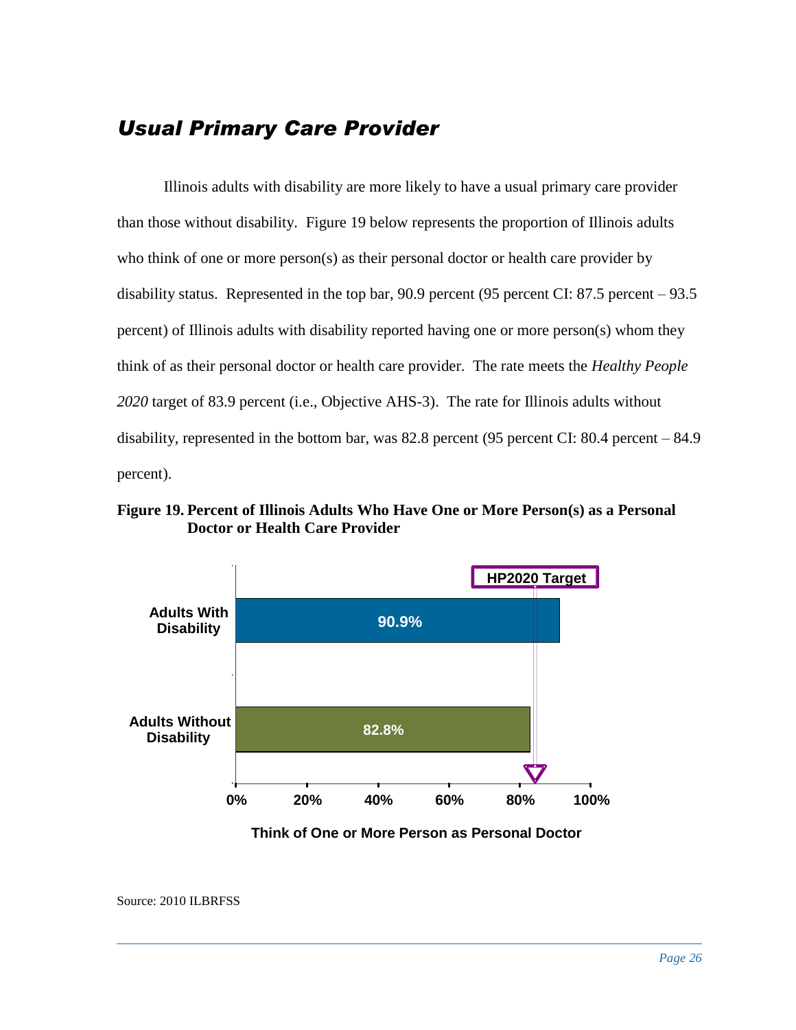## *Usual Primary Care Provider*

Illinois adults with disability are more likely to have a usual primary care provider than those without disability. Figure 19 below represents the proportion of Illinois adults who think of one or more person(s) as their personal doctor or health care provider by disability status. Represented in the top bar, 90.9 percent (95 percent CI: 87.5 percent – 93.5 percent) of Illinois adults with disability reported having one or more person(s) whom they think of as their personal doctor or health care provider. The rate meets the *Healthy People 2020* target of 83.9 percent (i.e., Objective AHS-3). The rate for Illinois adults without disability, represented in the bottom bar, was 82.8 percent (95 percent CI: 80.4 percent – 84.9 percent).

**Figure 19. Percent of Illinois Adults Who Have One or More Person(s) as a Personal Doctor or Health Care Provider**

| | Think of One or More Person as Personal Doctor |
|---|---|
| Adults With Disability | 90.9% |
| Adults Without Disability | 82.8% |

HP2020 Target

Source: 2010 ILBRFSS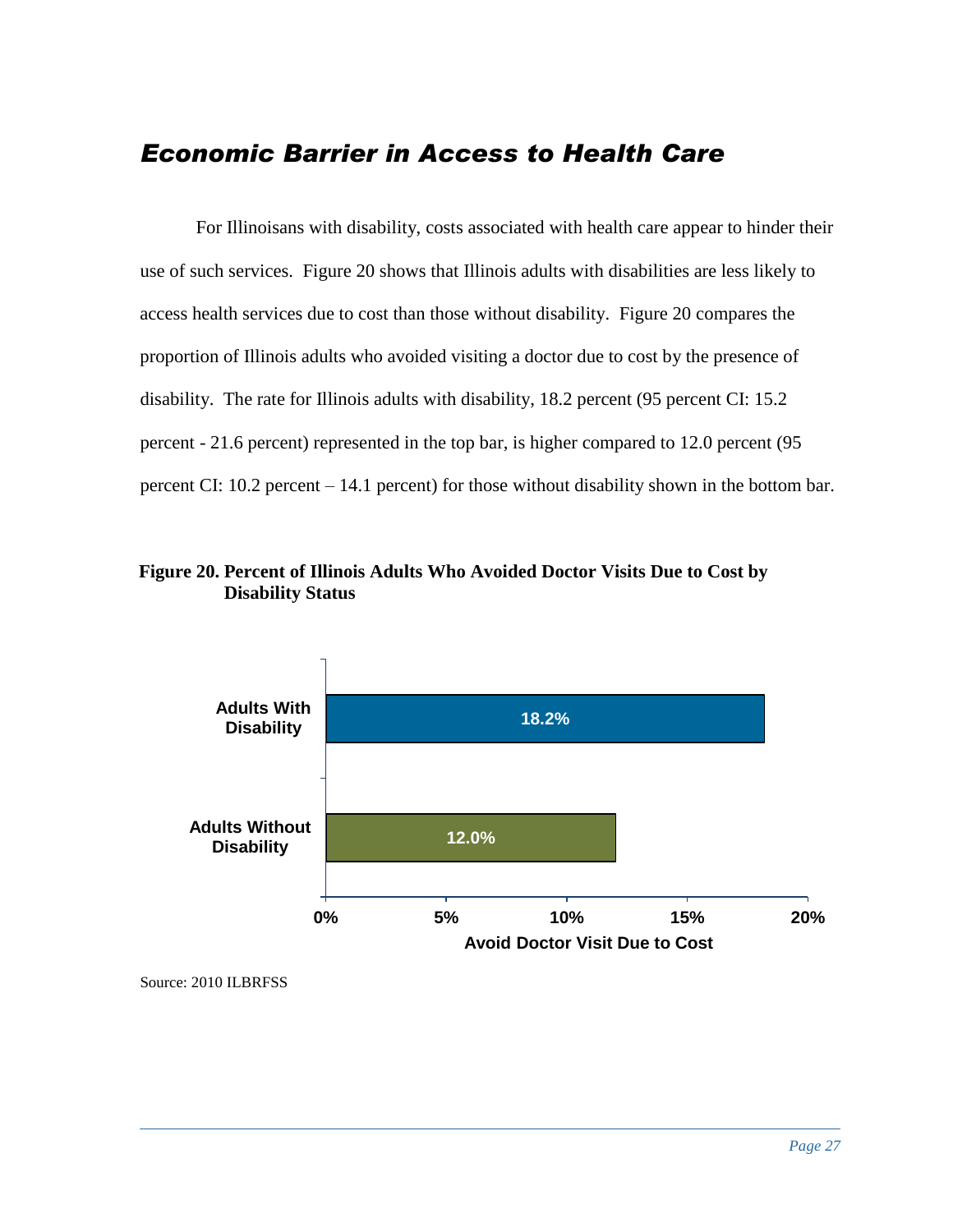## *Economic Barrier in Access to Health Care*

For Illinoisans with disability, costs associated with health care appear to hinder their use of such services. Figure 20 shows that Illinois adults with disabilities are less likely to access health services due to cost than those without disability. Figure 20 compares the proportion of Illinois adults who avoided visiting a doctor due to cost by the presence of disability. The rate for Illinois adults with disability, 18.2 percent (95 percent CI: 15.2 percent - 21.6 percent) represented in the top bar, is higher compared to 12.0 percent (95 percent CI: 10.2 percent – 14.1 percent) for those without disability shown in the bottom bar.

**Figure 20. Percent of Illinois Adults Who Avoided Doctor Visits Due to Cost by Disability Status**

| | Avoid Doctor Visit Due to Cost |
|---|---|
| Adults With Disability | 18.2% |
| Adults Without Disability | 12.0% |

Source: 2010 ILBRFSS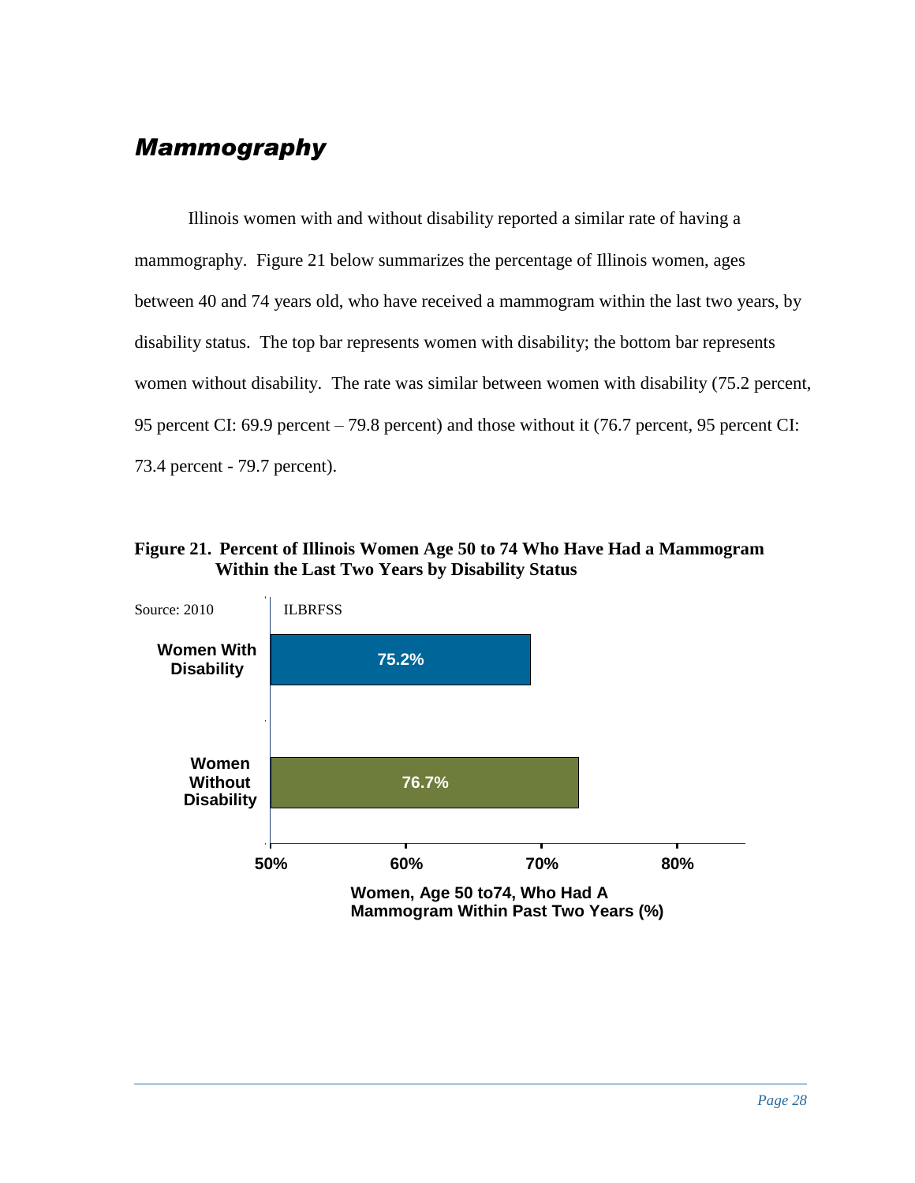## *Mammography*

Illinois women with and without disability reported a similar rate of having a mammography. Figure 21 below summarizes the percentage of Illinois women, ages between 40 and 74 years old, who have received a mammogram within the last two years, by disability status. The top bar represents women with disability; the bottom bar represents women without disability. The rate was similar between women with disability (75.2 percent, 95 percent CI: 69.9 percent – 79.8 percent) and those without it (76.7 percent, 95 percent CI: 73.4 percent - 79.7 percent).

**Figure 21. Percent of Illinois Women Age 50 to 74 Who Have Had a Mammogram Within the Last Two Years by Disability Status**

Source: 2010 ILBRFSS

| | Women, Age 50 to74, Who Had A Mammogram Within Past Two Years (%) |
|---|---|
| Women With Disability | 75.2% |
| Women Without Disability | 76.7% |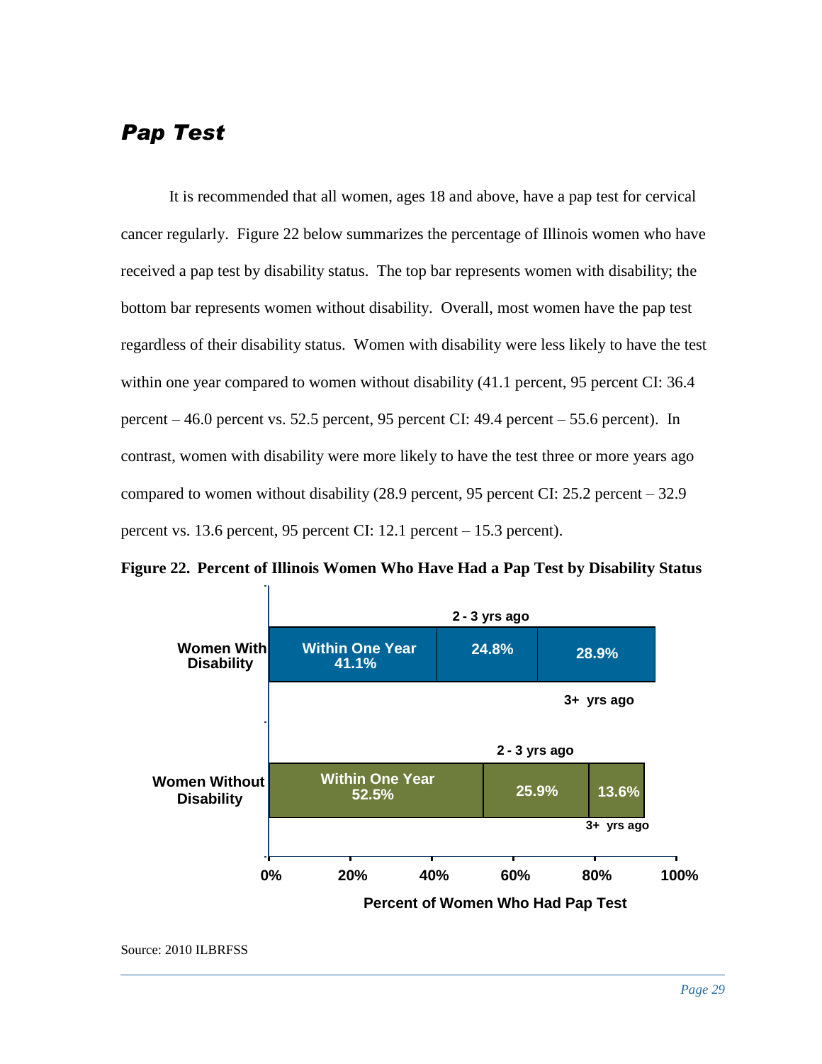## *Pap Test*

It is recommended that all women, ages 18 and above, have a pap test for cervical cancer regularly. Figure 22 below summarizes the percentage of Illinois women who have received a pap test by disability status. The top bar represents women with disability; the bottom bar represents women without disability. Overall, most women have the pap test regardless of their disability status. Women with disability were less likely to have the test within one year compared to women without disability (41.1 percent, 95 percent CI: 36.4 percent – 46.0 percent vs. 52.5 percent, 95 percent CI: 49.4 percent – 55.6 percent). In contrast, women with disability were more likely to have the test three or more years ago compared to women without disability (28.9 percent, 95 percent CI: 25.2 percent – 32.9 percent vs. 13.6 percent, 95 percent CI: 12.1 percent – 15.3 percent).

**Figure 22. Percent of Illinois Women Who Have Had a Pap Test by Disability Status**

| | Within One Year | 2 - 3 yrs ago | 3+ yrs ago |
|---|---|---|---|
| Women With Disability | 41.1% | 24.8% | 28.9% |
| Women Without Disability | 52.5% | 25.9% | 13.6% |

Percent of Women Who Had Pap Test

Source: 2010 ILBRFSS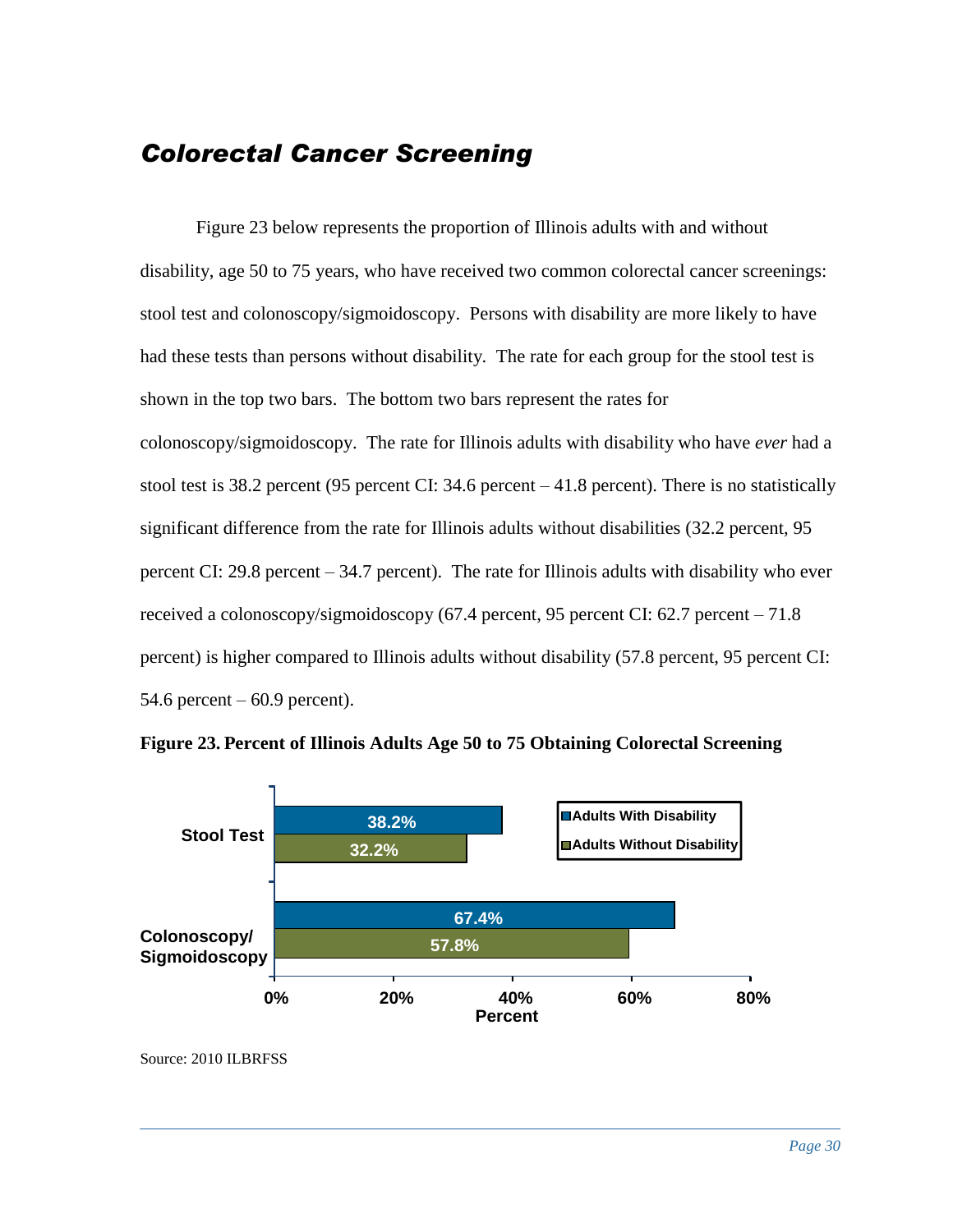## *Colorectal Cancer Screening*

Figure 23 below represents the proportion of Illinois adults with and without disability, age 50 to 75 years, who have received two common colorectal cancer screenings: stool test and colonoscopy/sigmoidoscopy. Persons with disability are more likely to have had these tests than persons without disability. The rate for each group for the stool test is shown in the top two bars. The bottom two bars represent the rates for colonoscopy/sigmoidoscopy. The rate for Illinois adults with disability who have *ever* had a stool test is 38.2 percent (95 percent CI: 34.6 percent – 41.8 percent). There is no statistically significant difference from the rate for Illinois adults without disabilities (32.2 percent, 95 percent CI: 29.8 percent – 34.7 percent). The rate for Illinois adults with disability who ever received a colonoscopy/sigmoidoscopy (67.4 percent, 95 percent CI: 62.7 percent – 71.8 percent) is higher compared to Illinois adults without disability (57.8 percent, 95 percent CI: 54.6 percent – 60.9 percent).

**Figure 23. Percent of Illinois Adults Age 50 to 75 Obtaining Colorectal Screening**

| | Adults With Disability | Adults Without Disability |
|---|---|---|
| Stool Test | 38.2% | 32.2% |
| Colonoscopy/ Sigmoidoscopy | 67.4% | 57.8% |

Source: 2010 ILBRFSS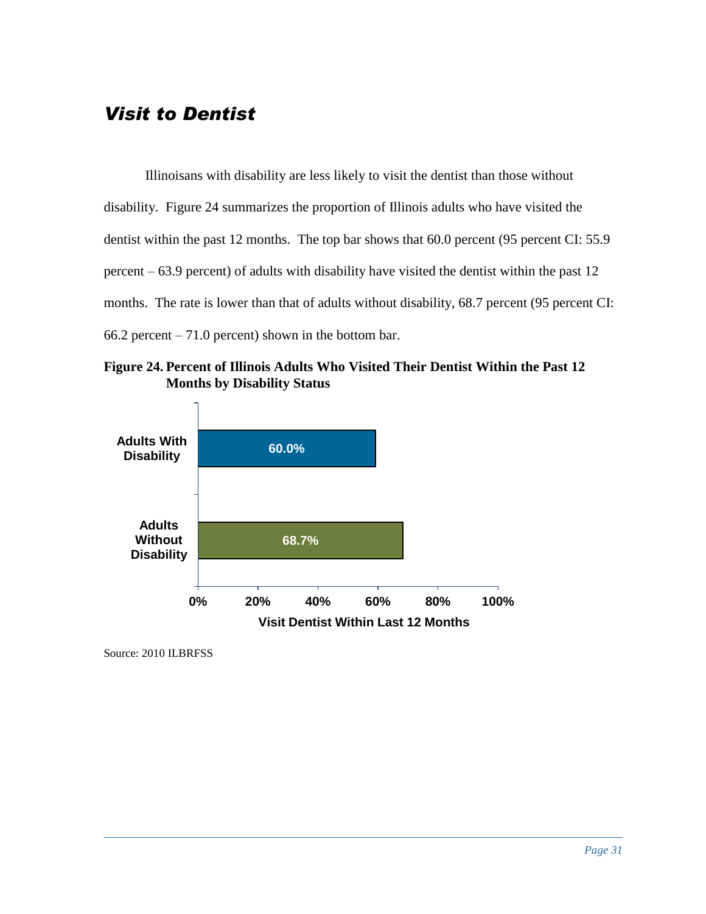## *Visit to Dentist*

Illinoisans with disability are less likely to visit the dentist than those without disability. Figure 24 summarizes the proportion of Illinois adults who have visited the dentist within the past 12 months. The top bar shows that 60.0 percent (95 percent CI: 55.9 percent – 63.9 percent) of adults with disability have visited the dentist within the past 12 months. The rate is lower than that of adults without disability, 68.7 percent (95 percent CI: 66.2 percent – 71.0 percent) shown in the bottom bar.

**Figure 24. Percent of Illinois Adults Who Visited Their Dentist Within the Past 12 Months by Disability Status**

| | Visit Dentist Within Last 12 Months |
|---|---|
| Adults With Disability | 60.0% |
| Adults Without Disability | 68.7% |

Source: 2010 ILBRFSS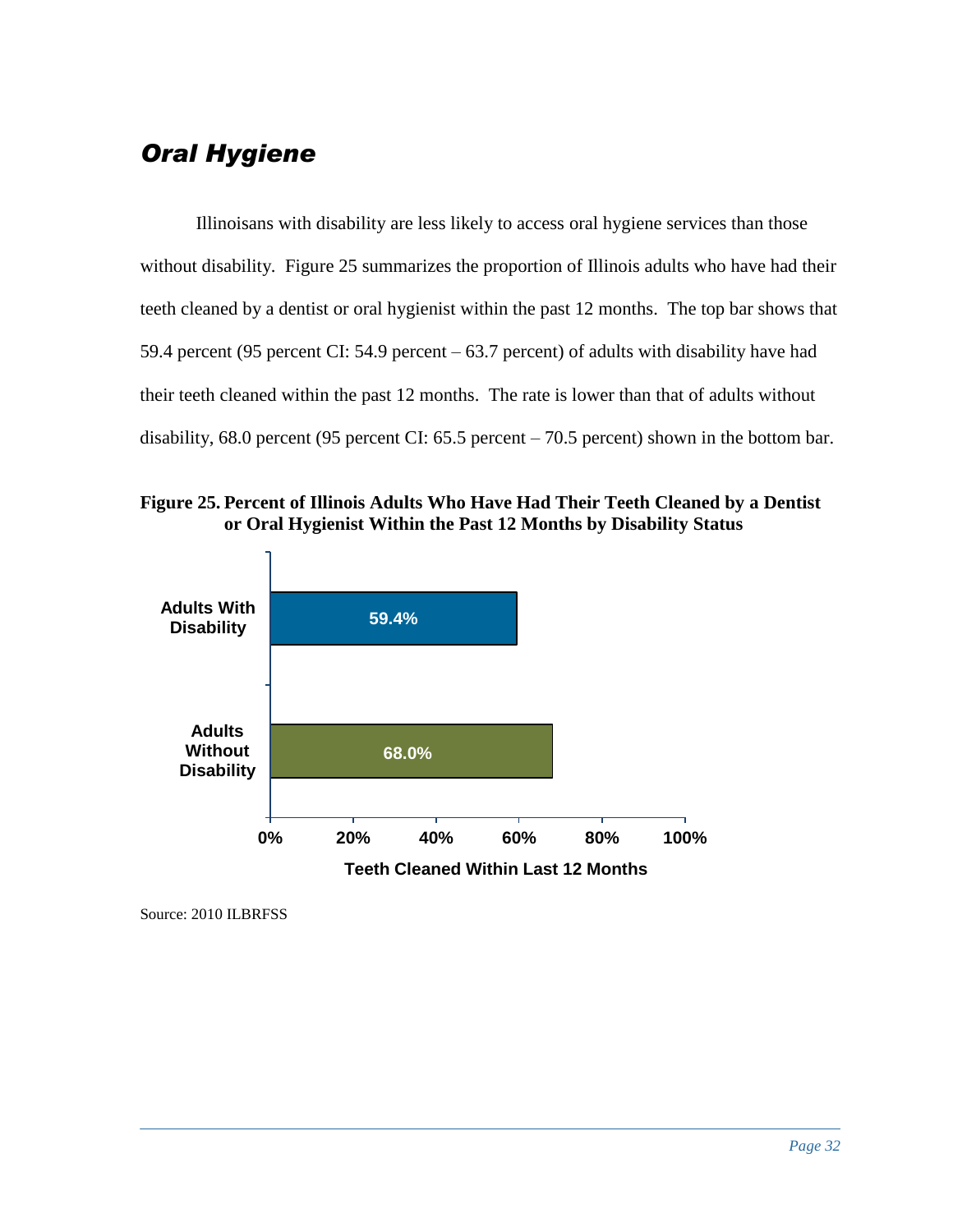## *Oral Hygiene*

Illinoisans with disability are less likely to access oral hygiene services than those without disability. Figure 25 summarizes the proportion of Illinois adults who have had their teeth cleaned by a dentist or oral hygienist within the past 12 months. The top bar shows that 59.4 percent (95 percent CI: 54.9 percent – 63.7 percent) of adults with disability have had their teeth cleaned within the past 12 months. The rate is lower than that of adults without disability, 68.0 percent (95 percent CI: 65.5 percent – 70.5 percent) shown in the bottom bar.

**Figure 25. Percent of Illinois Adults Who Have Had Their Teeth Cleaned by a Dentist or Oral Hygienist Within the Past 12 Months by Disability Status**

| | Teeth Cleaned Within Last 12 Months |
|---|---|
| Adults With Disability | 59.4% |
| Adults Without Disability | 68.0% |

Source: 2010 ILBRFSS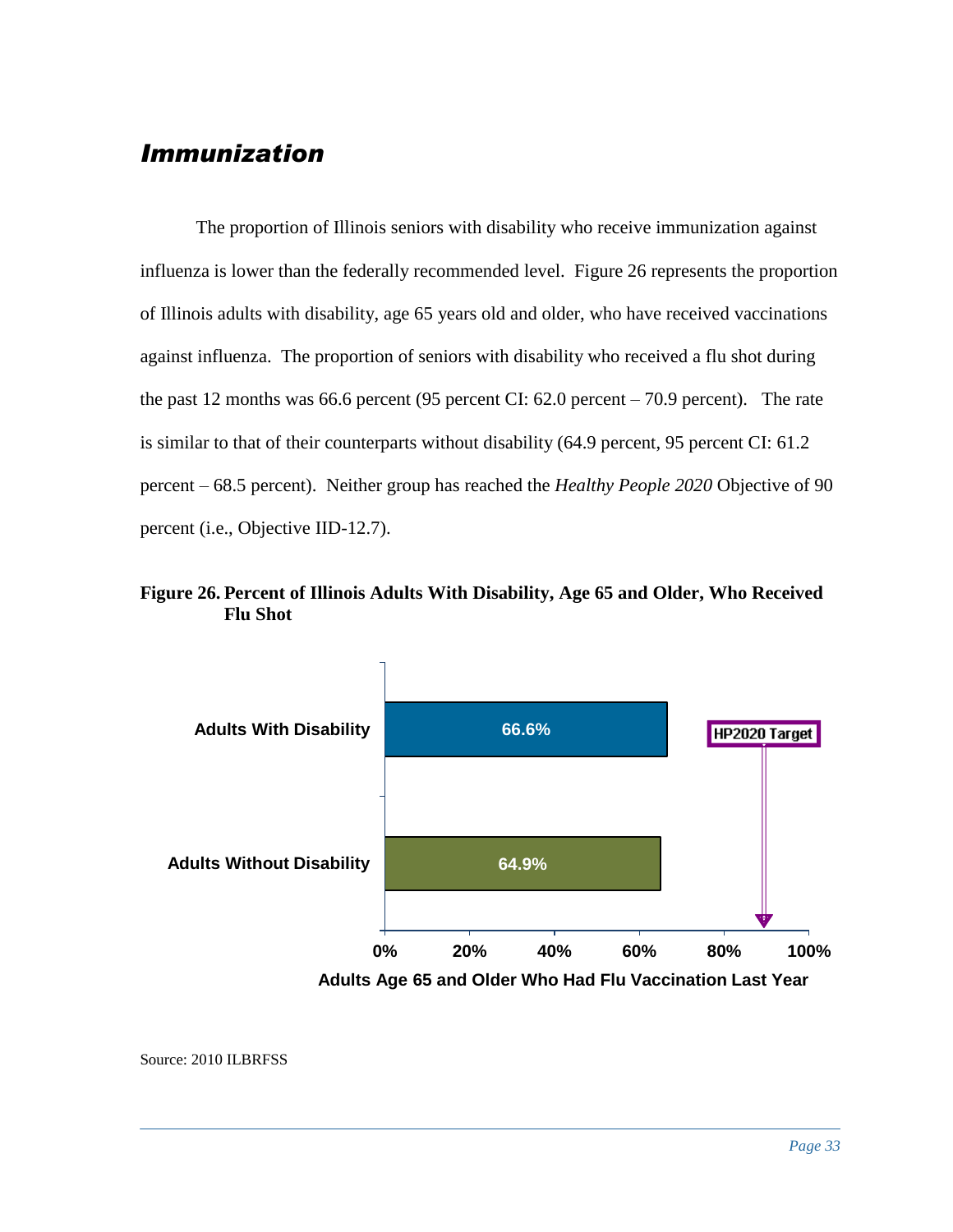## *Immunization*

The proportion of Illinois seniors with disability who receive immunization against influenza is lower than the federally recommended level. Figure 26 represents the proportion of Illinois adults with disability, age 65 years old and older, who have received vaccinations against influenza. The proportion of seniors with disability who received a flu shot during the past 12 months was 66.6 percent (95 percent CI: 62.0 percent – 70.9 percent). The rate is similar to that of their counterparts without disability (64.9 percent, 95 percent CI: 61.2 percent – 68.5 percent). Neither group has reached the *Healthy People 2020* Objective of 90 percent (i.e., Objective IID-12.7).

**Figure 26. Percent of Illinois Adults With Disability, Age 65 and Older, Who Received Flu Shot**

| | Adults Age 65 and Older Who Had Flu Vaccination Last Year |
|---|---|
| Adults With Disability | 66.6% |
| Adults Without Disability | 64.9% |
| HP2020 Target | 90% |

Source: 2010 ILBRFSS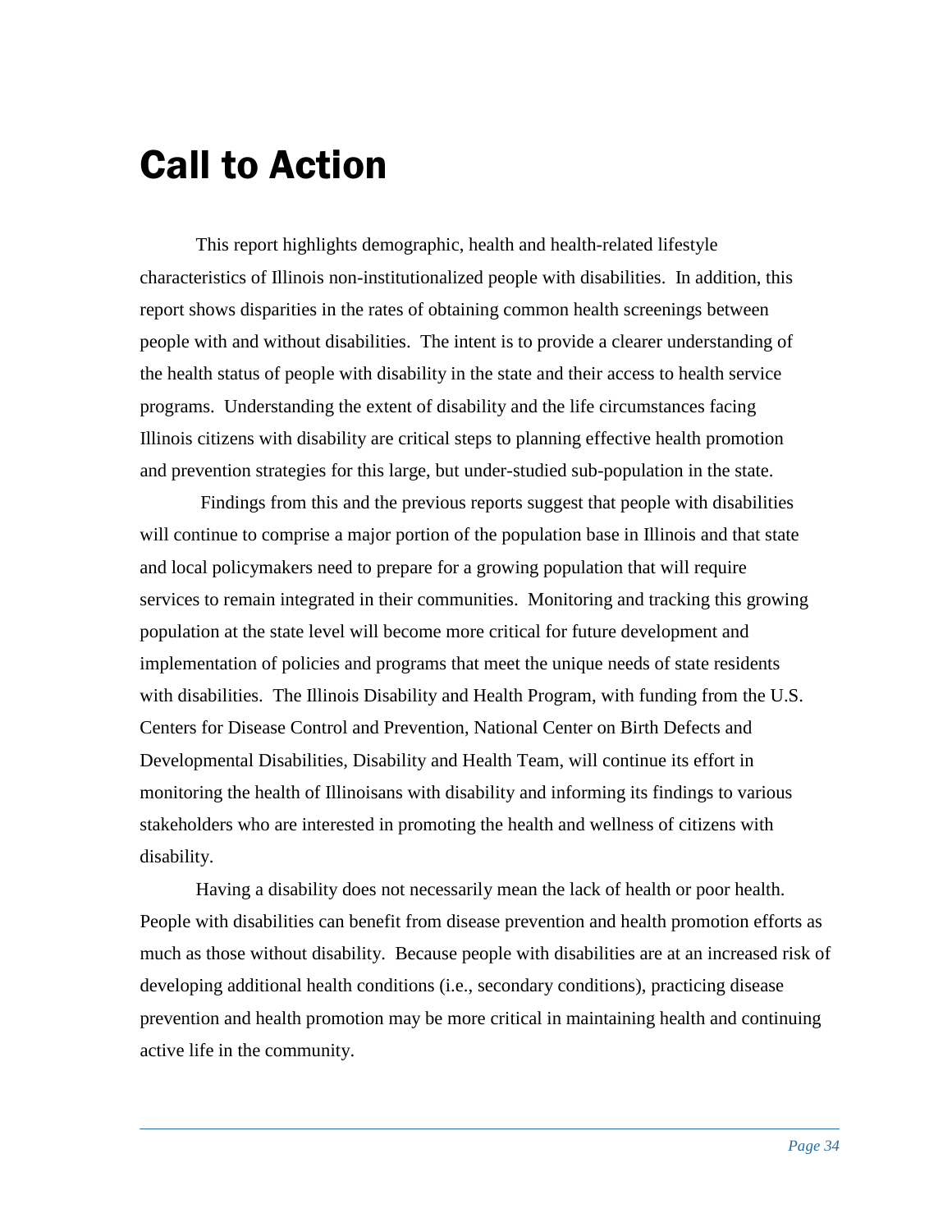# Call to Action

This report highlights demographic, health and health-related lifestyle characteristics of Illinois non-institutionalized people with disabilities. In addition, this report shows disparities in the rates of obtaining common health screenings between people with and without disabilities. The intent is to provide a clearer understanding of the health status of people with disability in the state and their access to health service programs. Understanding the extent of disability and the life circumstances facing Illinois citizens with disability are critical steps to planning effective health promotion and prevention strategies for this large, but under-studied sub-population in the state.

Findings from this and the previous reports suggest that people with disabilities will continue to comprise a major portion of the population base in Illinois and that state and local policymakers need to prepare for a growing population that will require services to remain integrated in their communities. Monitoring and tracking this growing population at the state level will become more critical for future development and implementation of policies and programs that meet the unique needs of state residents with disabilities. The Illinois Disability and Health Program, with funding from the U.S. Centers for Disease Control and Prevention, National Center on Birth Defects and Developmental Disabilities, Disability and Health Team, will continue its effort in monitoring the health of Illinoisans with disability and informing its findings to various stakeholders who are interested in promoting the health and wellness of citizens with disability.

Having a disability does not necessarily mean the lack of health or poor health. People with disabilities can benefit from disease prevention and health promotion efforts as much as those without disability. Because people with disabilities are at an increased risk of developing additional health conditions (i.e., secondary conditions), practicing disease prevention and health promotion may be more critical in maintaining health and continuing active life in the community.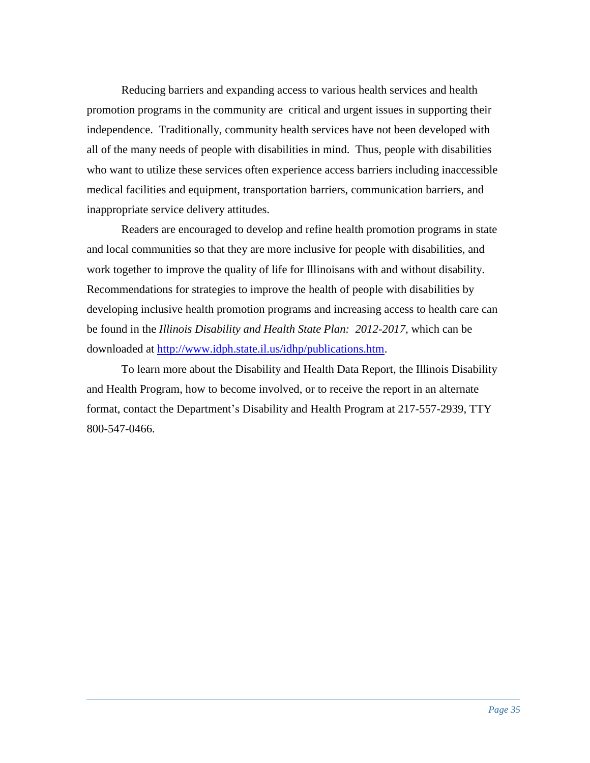Reducing barriers and expanding access to various health services and health promotion programs in the community are critical and urgent issues in supporting their independence. Traditionally, community health services have not been developed with all of the many needs of people with disabilities in mind. Thus, people with disabilities who want to utilize these services often experience access barriers including inaccessible medical facilities and equipment, transportation barriers, communication barriers, and inappropriate service delivery attitudes.

Readers are encouraged to develop and refine health promotion programs in state and local communities so that they are more inclusive for people with disabilities, and work together to improve the quality of life for Illinoisans with and without disability. Recommendations for strategies to improve the health of people with disabilities by developing inclusive health promotion programs and increasing access to health care can be found in the *Illinois Disability and Health State Plan: 2012-2017,* which can be downloaded at [http://www.idph.state.il.us/idhp/publications.htm](http://www.idph.state.il.us/idhp/publications.htm).

To learn more about the Disability and Health Data Report, the Illinois Disability and Health Program, how to become involved, or to receive the report in an alternate format, contact the Department's Disability and Health Program at 217-557-2939, TTY 800-547-0466.